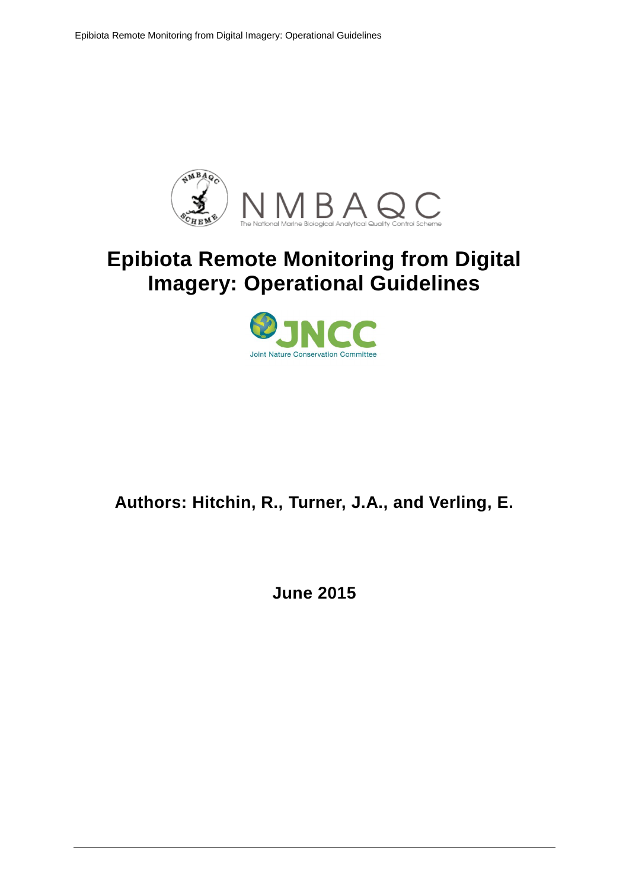NMBAQC

The National Marine Biological Analytical Quality Control Scheme

# Epibiota Remote Monitoring from Digital Imagery: Operational Guidelines

JNCC

Joint Nature Conservation Committee

**Authors: Hitchin, R., Turner, J.A., and Verling, E.**

**June 2015**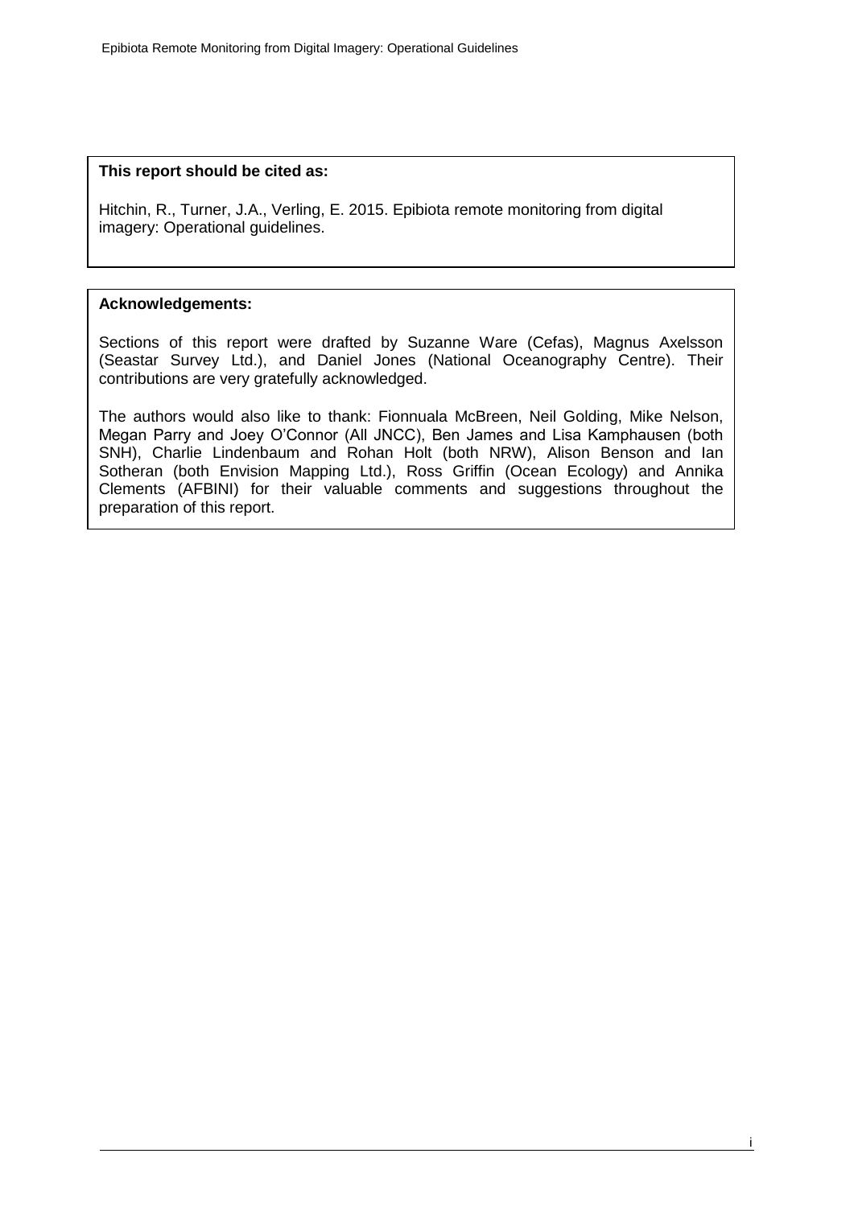**This report should be cited as:**

Hitchin, R., Turner, J.A., Verling, E. 2015. Epibiota remote monitoring from digital imagery: Operational guidelines.

**Acknowledgements:**

Sections of this report were drafted by Suzanne Ware (Cefas), Magnus Axelsson (Seastar Survey Ltd.), and Daniel Jones (National Oceanography Centre). Their contributions are very gratefully acknowledged.

The authors would also like to thank: Fionnuala McBreen, Neil Golding, Mike Nelson, Megan Parry and Joey O'Connor (All JNCC), Ben James and Lisa Kamphausen (both SNH), Charlie Lindenbaum and Rohan Holt (both NRW), Alison Benson and Ian Sotheran (both Envision Mapping Ltd.), Ross Griffin (Ocean Ecology) and Annika Clements (AFBINI) for their valuable comments and suggestions throughout the preparation of this report.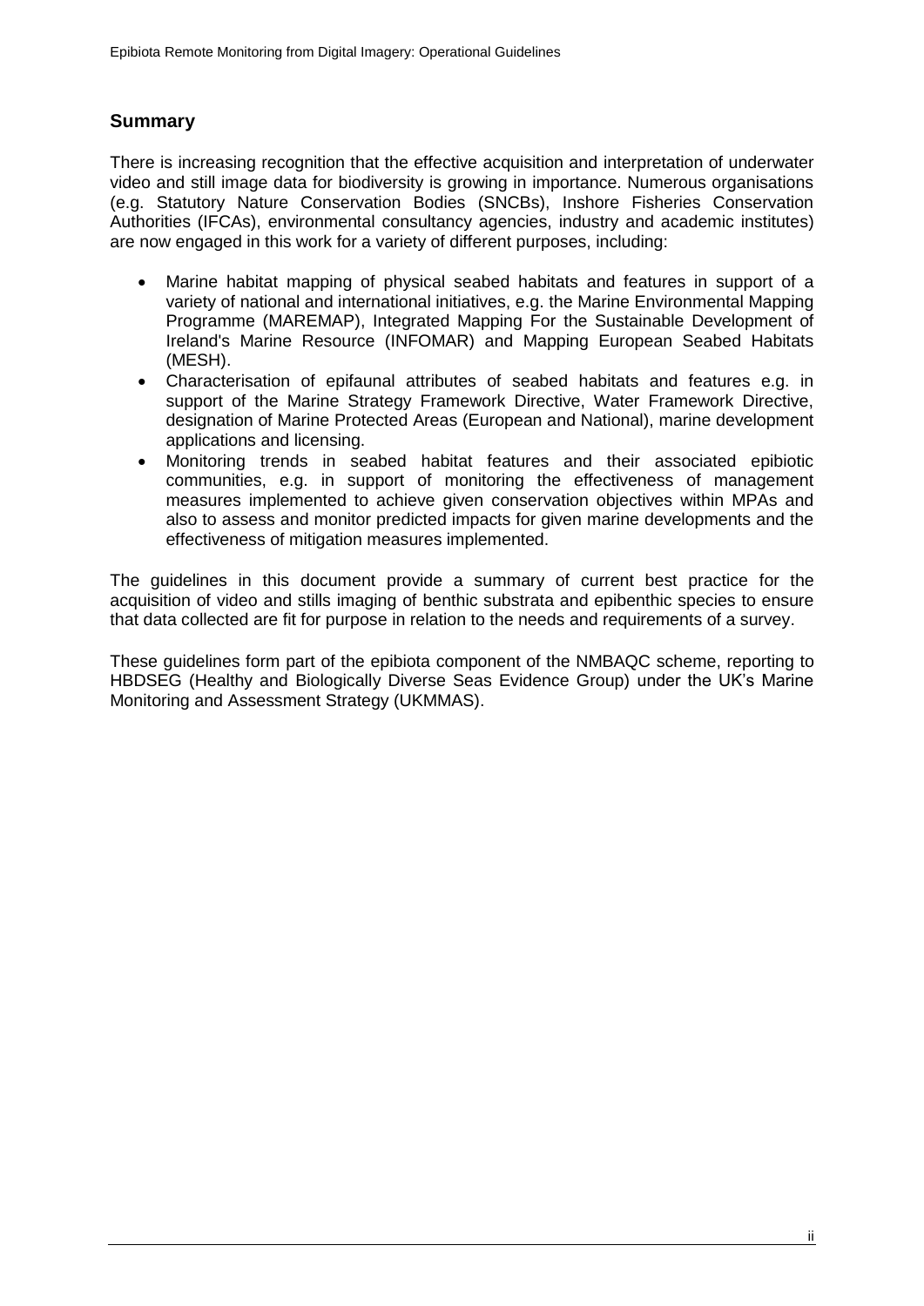## Summary

There is increasing recognition that the effective acquisition and interpretation of underwater video and still image data for biodiversity is growing in importance. Numerous organisations (e.g. Statutory Nature Conservation Bodies (SNCBs), Inshore Fisheries Conservation Authorities (IFCAs), environmental consultancy agencies, industry and academic institutes) are now engaged in this work for a variety of different purposes, including:

- Marine habitat mapping of physical seabed habitats and features in support of a variety of national and international initiatives, e.g. the Marine Environmental Mapping Programme (MAREMAP), Integrated Mapping For the Sustainable Development of Ireland's Marine Resource (INFOMAR) and Mapping European Seabed Habitats (MESH).
- Characterisation of epifaunal attributes of seabed habitats and features e.g. in support of the Marine Strategy Framework Directive, Water Framework Directive, designation of Marine Protected Areas (European and National), marine development applications and licensing.
- Monitoring trends in seabed habitat features and their associated epibiotic communities, e.g. in support of monitoring the effectiveness of management measures implemented to achieve given conservation objectives within MPAs and also to assess and monitor predicted impacts for given marine developments and the effectiveness of mitigation measures implemented.

The guidelines in this document provide a summary of current best practice for the acquisition of video and stills imaging of benthic substrata and epibenthic species to ensure that data collected are fit for purpose in relation to the needs and requirements of a survey.

These guidelines form part of the epibiota component of the NMBAQC scheme, reporting to HBDSEG (Healthy and Biologically Diverse Seas Evidence Group) under the UK's Marine Monitoring and Assessment Strategy (UKMMAS).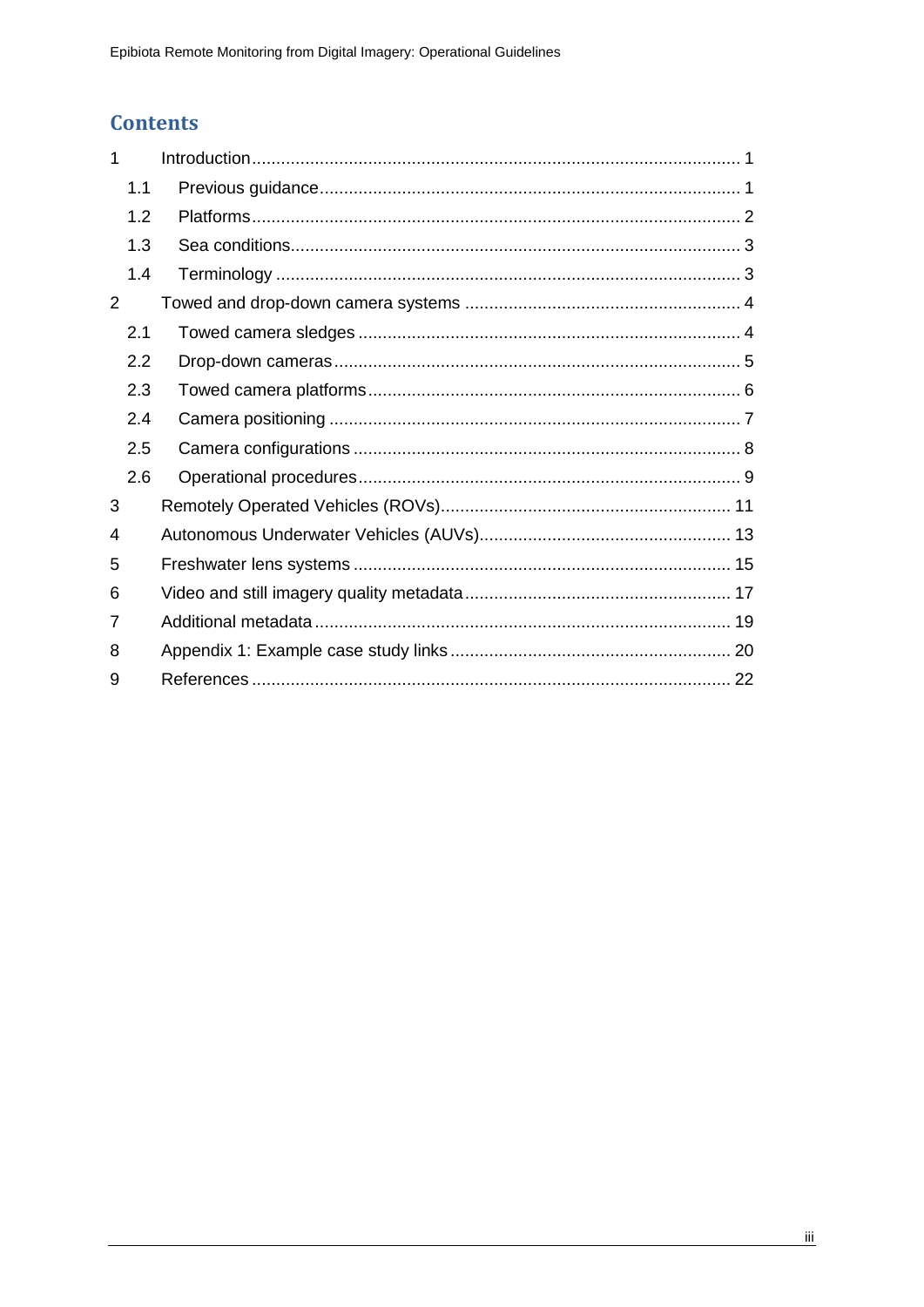# Contents

1 Introduction .......... 1
  1.1 Previous guidance .......... 1
  1.2 Platforms .......... 2
  1.3 Sea conditions .......... 3
  1.4 Terminology .......... 3
2 Towed and drop-down camera systems .......... 4
  2.1 Towed camera sledges .......... 4
  2.2 Drop-down cameras .......... 5
  2.3 Towed camera platforms .......... 6
  2.4 Camera positioning .......... 7
  2.5 Camera configurations .......... 8
  2.6 Operational procedures .......... 9
3 Remotely Operated Vehicles (ROVs) .......... 11
4 Autonomous Underwater Vehicles (AUVs) .......... 13
5 Freshwater lens systems .......... 15
6 Video and still imagery quality metadata .......... 17
7 Additional metadata .......... 19
8 Appendix 1: Example case study links .......... 20
9 References .......... 22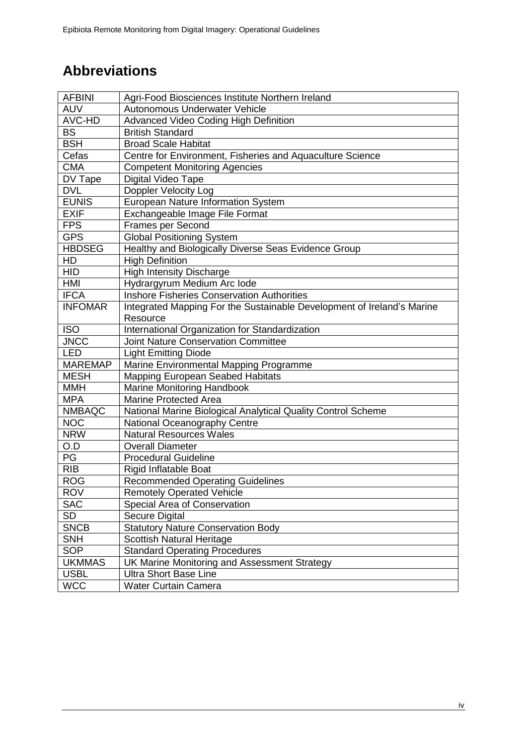# Abbreviations

| | |
|---|---|
| AFBINI | Agri-Food Biosciences Institute Northern Ireland |
| AUV | Autonomous Underwater Vehicle |
| AVC-HD | Advanced Video Coding High Definition |
| BS | British Standard |
| BSH | Broad Scale Habitat |
| Cefas | Centre for Environment, Fisheries and Aquaculture Science |
| CMA | Competent Monitoring Agencies |
| DV Tape | Digital Video Tape |
| DVL | Doppler Velocity Log |
| EUNIS | European Nature Information System |
| EXIF | Exchangeable Image File Format |
| FPS | Frames per Second |
| GPS | Global Positioning System |
| HBDSEG | Healthy and Biologically Diverse Seas Evidence Group |
| HD | High Definition |
| HID | High Intensity Discharge |
| HMI | Hydrargyrum Medium Arc Iode |
| IFCA | Inshore Fisheries Conservation Authorities |
| INFOMAR | Integrated Mapping For the Sustainable Development of Ireland's Marine Resource |
| ISO | International Organization for Standardization |
| JNCC | Joint Nature Conservation Committee |
| LED | Light Emitting Diode |
| MAREMAP | Marine Environmental Mapping Programme |
| MESH | Mapping European Seabed Habitats |
| MMH | Marine Monitoring Handbook |
| MPA | Marine Protected Area |
| NMBAQC | National Marine Biological Analytical Quality Control Scheme |
| NOC | National Oceanography Centre |
| NRW | Natural Resources Wales |
| O.D | Overall Diameter |
| PG | Procedural Guideline |
| RIB | Rigid Inflatable Boat |
| ROG | Recommended Operating Guidelines |
| ROV | Remotely Operated Vehicle |
| SAC | Special Area of Conservation |
| SD | Secure Digital |
| SNCB | Statutory Nature Conservation Body |
| SNH | Scottish Natural Heritage |
| SOP | Standard Operating Procedures |
| UKMMAS | UK Marine Monitoring and Assessment Strategy |
| USBL | Ultra Short Base Line |
| WCC | Water Curtain Camera |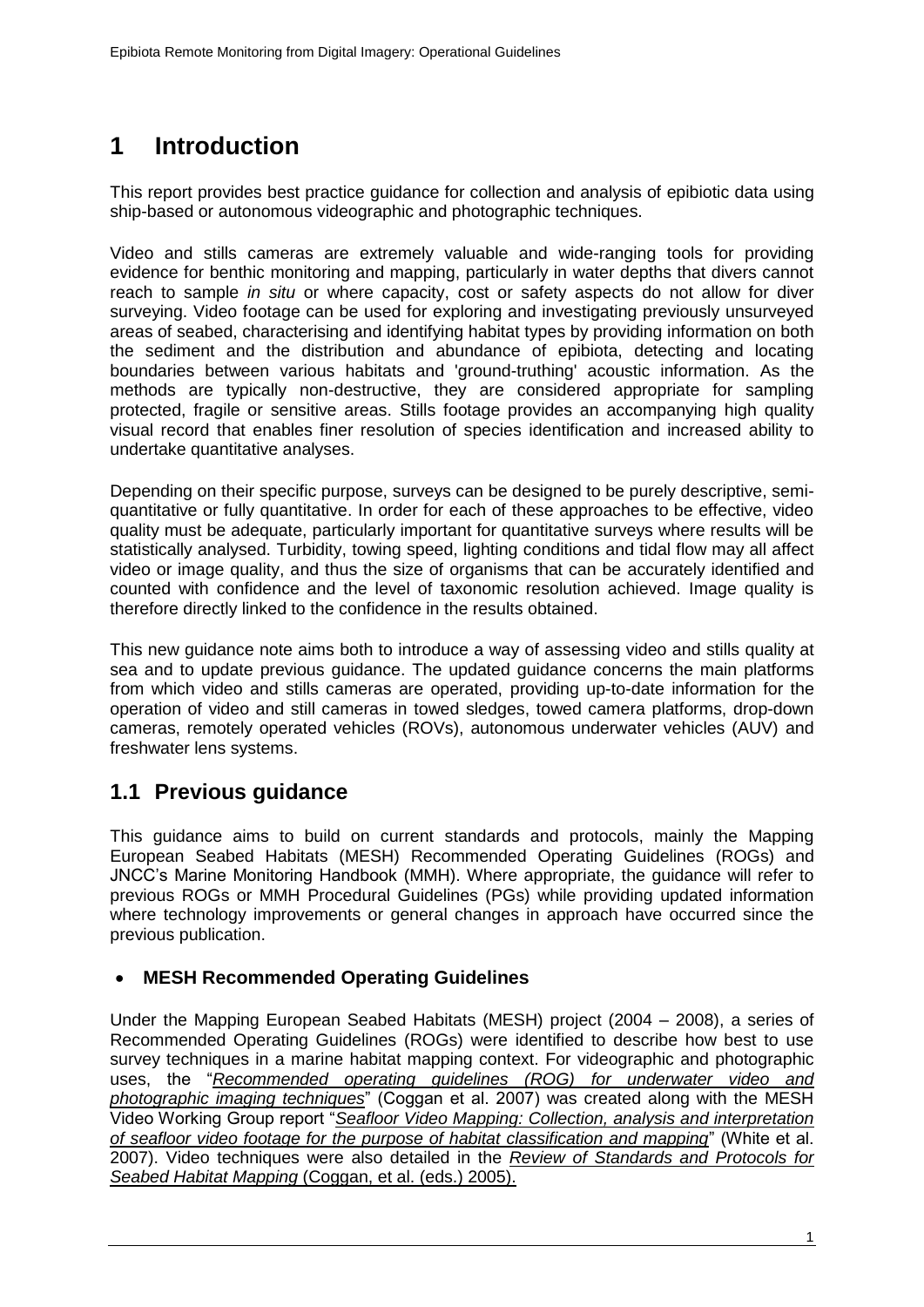# 1 Introduction

This report provides best practice guidance for collection and analysis of epibiotic data using ship-based or autonomous videographic and photographic techniques.

Video and stills cameras are extremely valuable and wide-ranging tools for providing evidence for benthic monitoring and mapping, particularly in water depths that divers cannot reach to sample *in situ* or where capacity, cost or safety aspects do not allow for diver surveying. Video footage can be used for exploring and investigating previously unsurveyed areas of seabed, characterising and identifying habitat types by providing information on both the sediment and the distribution and abundance of epibiota, detecting and locating boundaries between various habitats and 'ground-truthing' acoustic information. As the methods are typically non-destructive, they are considered appropriate for sampling protected, fragile or sensitive areas. Stills footage provides an accompanying high quality visual record that enables finer resolution of species identification and increased ability to undertake quantitative analyses.

Depending on their specific purpose, surveys can be designed to be purely descriptive, semi-quantitative or fully quantitative. In order for each of these approaches to be effective, video quality must be adequate, particularly important for quantitative surveys where results will be statistically analysed. Turbidity, towing speed, lighting conditions and tidal flow may all affect video or image quality, and thus the size of organisms that can be accurately identified and counted with confidence and the level of taxonomic resolution achieved. Image quality is therefore directly linked to the confidence in the results obtained.

This new guidance note aims both to introduce a way of assessing video and stills quality at sea and to update previous guidance. The updated guidance concerns the main platforms from which video and stills cameras are operated, providing up-to-date information for the operation of video and still cameras in towed sledges, towed camera platforms, drop-down cameras, remotely operated vehicles (ROVs), autonomous underwater vehicles (AUV) and freshwater lens systems.

## 1.1 Previous guidance

This guidance aims to build on current standards and protocols, mainly the Mapping European Seabed Habitats (MESH) Recommended Operating Guidelines (ROGs) and JNCC's Marine Monitoring Handbook (MMH). Where appropriate, the guidance will refer to previous ROGs or MMH Procedural Guidelines (PGs) while providing updated information where technology improvements or general changes in approach have occurred since the previous publication.

- **MESH Recommended Operating Guidelines**

Under the Mapping European Seabed Habitats (MESH) project (2004 – 2008), a series of Recommended Operating Guidelines (ROGs) were identified to describe how best to use survey techniques in a marine habitat mapping context. For videographic and photographic uses, the "*Recommended operating guidelines (ROG) for underwater video and photographic imaging techniques*" (Coggan et al. 2007) was created along with the MESH Video Working Group report "*Seafloor Video Mapping: Collection, analysis and interpretation of seafloor video footage for the purpose of habitat classification and mapping*" (White et al. 2007). Video techniques were also detailed in the *Review of Standards and Protocols for Seabed Habitat Mapping* (Coggan, et al. (eds.) 2005).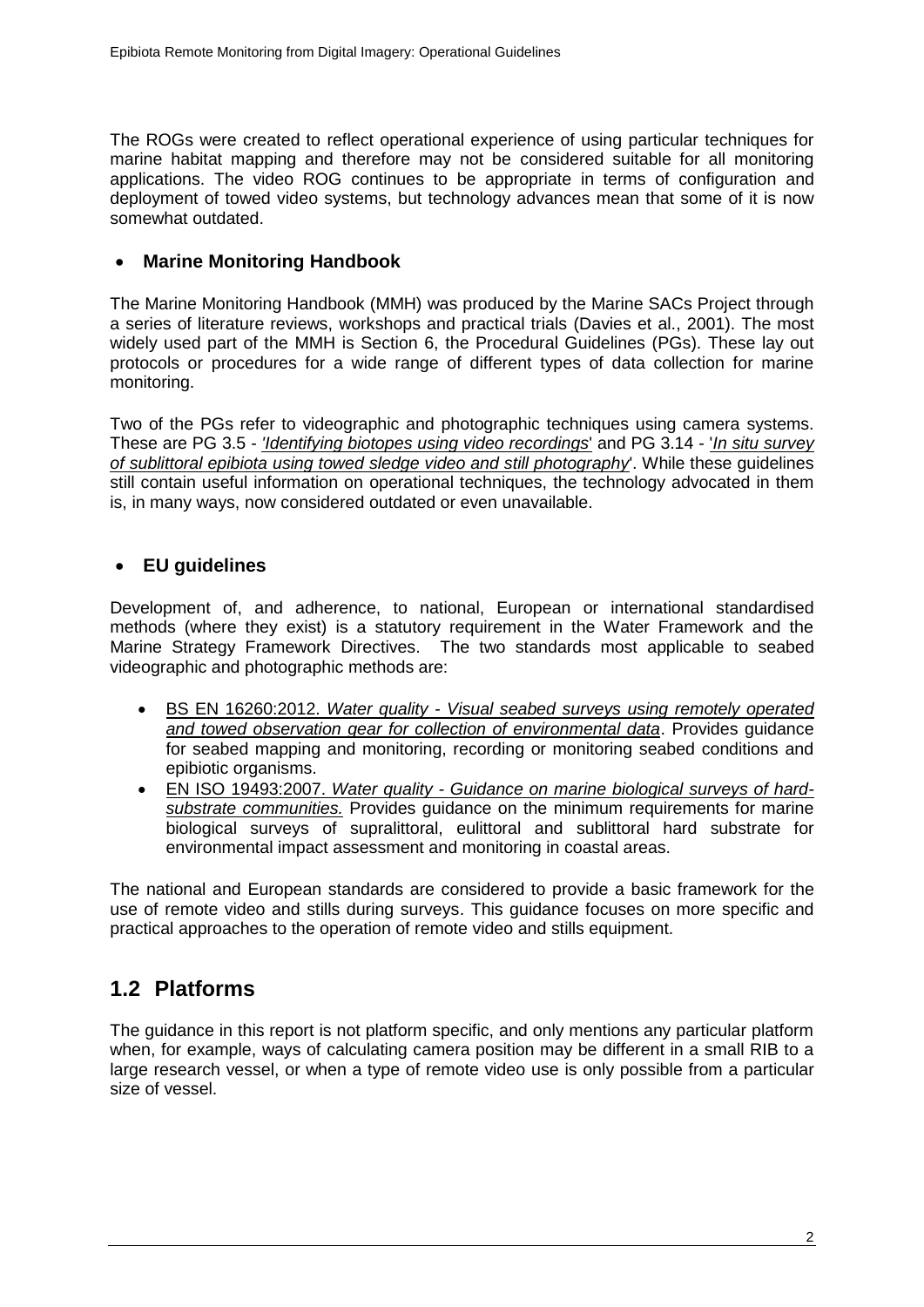The ROGs were created to reflect operational experience of using particular techniques for marine habitat mapping and therefore may not be considered suitable for all monitoring applications. The video ROG continues to be appropriate in terms of configuration and deployment of towed video systems, but technology advances mean that some of it is now somewhat outdated.

- **Marine Monitoring Handbook**

The Marine Monitoring Handbook (MMH) was produced by the Marine SACs Project through a series of literature reviews, workshops and practical trials (Davies et al., 2001). The most widely used part of the MMH is Section 6, the Procedural Guidelines (PGs). These lay out protocols or procedures for a wide range of different types of data collection for marine monitoring.

Two of the PGs refer to videographic and photographic techniques using camera systems. These are PG 3.5 - '*Identifying biotopes using video recordings*' and PG 3.14 - '*In situ survey of sublittoral epibiota using towed sledge video and still photography*'. While these guidelines still contain useful information on operational techniques, the technology advocated in them is, in many ways, now considered outdated or even unavailable.

- **EU guidelines**

Development of, and adherence, to national, European or international standardised methods (where they exist) is a statutory requirement in the Water Framework and the Marine Strategy Framework Directives. The two standards most applicable to seabed videographic and photographic methods are:

- BS EN 16260:2012. *Water quality - Visual seabed surveys using remotely operated and towed observation gear for collection of environmental data*. Provides guidance for seabed mapping and monitoring, recording or monitoring seabed conditions and epibiotic organisms.
- EN ISO 19493:2007. *Water quality - Guidance on marine biological surveys of hard-substrate communities.* Provides guidance on the minimum requirements for marine biological surveys of supralittoral, eulittoral and sublittoral hard substrate for environmental impact assessment and monitoring in coastal areas.

The national and European standards are considered to provide a basic framework for the use of remote video and stills during surveys. This guidance focuses on more specific and practical approaches to the operation of remote video and stills equipment.

## 1.2 Platforms

The guidance in this report is not platform specific, and only mentions any particular platform when, for example, ways of calculating camera position may be different in a small RIB to a large research vessel, or when a type of remote video use is only possible from a particular size of vessel.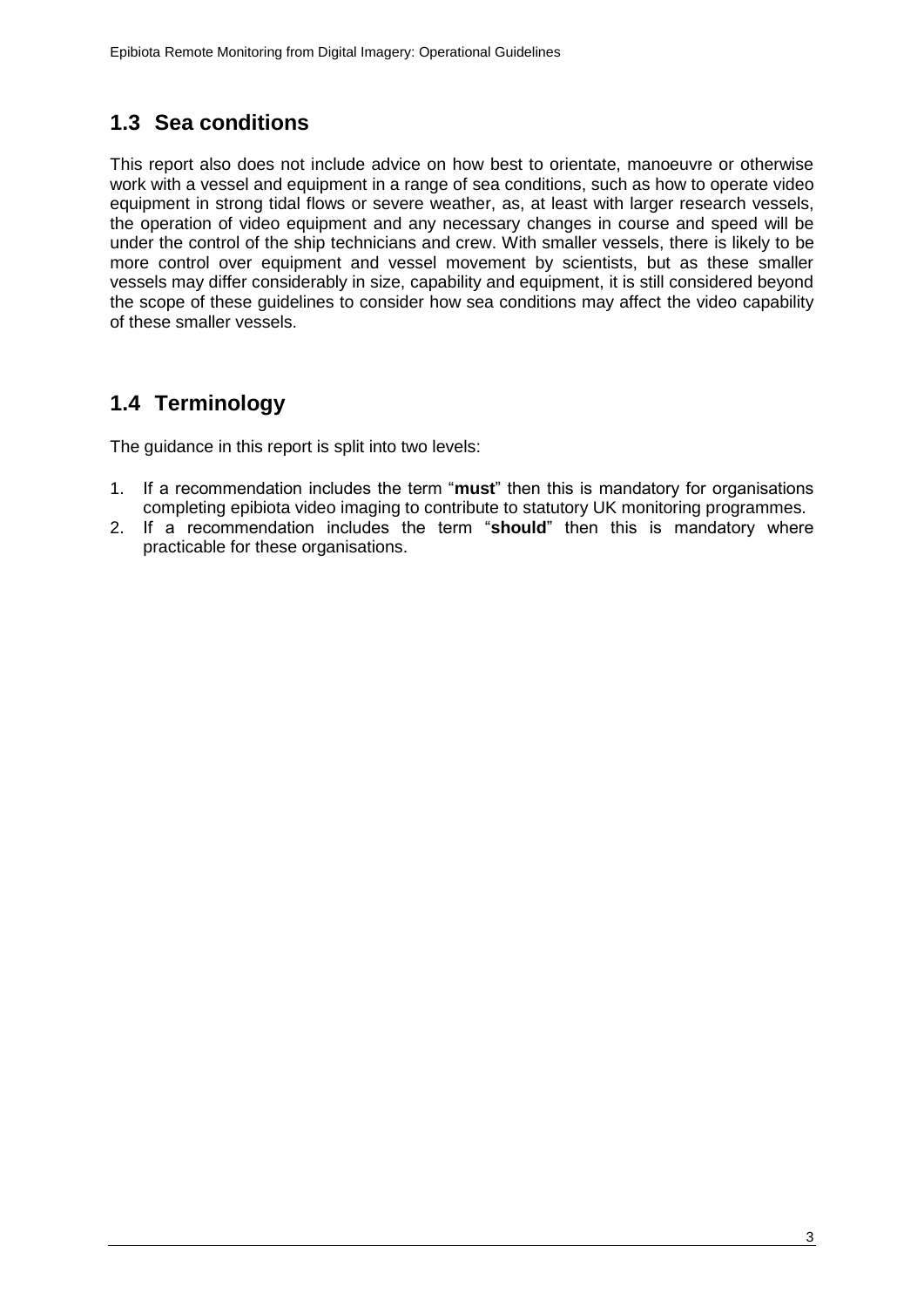## 1.3 Sea conditions

This report also does not include advice on how best to orientate, manoeuvre or otherwise work with a vessel and equipment in a range of sea conditions, such as how to operate video equipment in strong tidal flows or severe weather, as, at least with larger research vessels, the operation of video equipment and any necessary changes in course and speed will be under the control of the ship technicians and crew. With smaller vessels, there is likely to be more control over equipment and vessel movement by scientists, but as these smaller vessels may differ considerably in size, capability and equipment, it is still considered beyond the scope of these guidelines to consider how sea conditions may affect the video capability of these smaller vessels.

## 1.4 Terminology

The guidance in this report is split into two levels:

1. If a recommendation includes the term "**must**" then this is mandatory for organisations completing epibiota video imaging to contribute to statutory UK monitoring programmes.
2. If a recommendation includes the term "**should**" then this is mandatory where practicable for these organisations.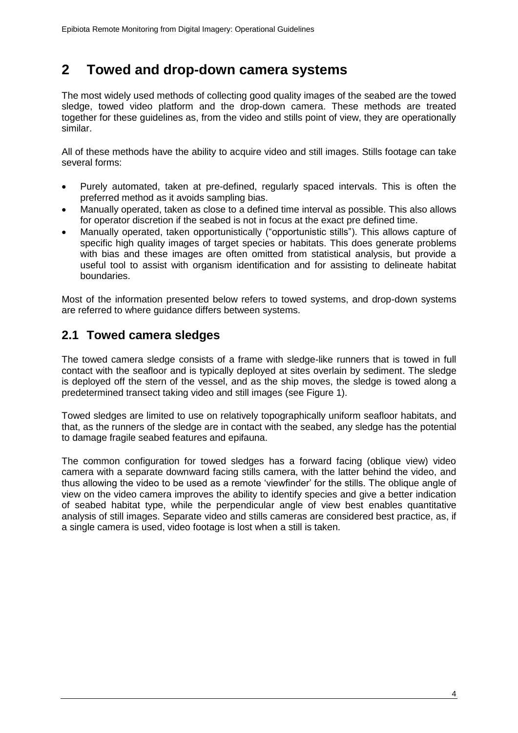# 2 Towed and drop-down camera systems

The most widely used methods of collecting good quality images of the seabed are the towed sledge, towed video platform and the drop-down camera. These methods are treated together for these guidelines as, from the video and stills point of view, they are operationally similar.

All of these methods have the ability to acquire video and still images. Stills footage can take several forms:

- Purely automated, taken at pre-defined, regularly spaced intervals. This is often the preferred method as it avoids sampling bias.
- Manually operated, taken as close to a defined time interval as possible. This also allows for operator discretion if the seabed is not in focus at the exact pre defined time.
- Manually operated, taken opportunistically ("opportunistic stills"). This allows capture of specific high quality images of target species or habitats. This does generate problems with bias and these images are often omitted from statistical analysis, but provide a useful tool to assist with organism identification and for assisting to delineate habitat boundaries.

Most of the information presented below refers to towed systems, and drop-down systems are referred to where guidance differs between systems.

## 2.1 Towed camera sledges

The towed camera sledge consists of a frame with sledge-like runners that is towed in full contact with the seafloor and is typically deployed at sites overlain by sediment. The sledge is deployed off the stern of the vessel, and as the ship moves, the sledge is towed along a predetermined transect taking video and still images (see Figure 1).

Towed sledges are limited to use on relatively topographically uniform seafloor habitats, and that, as the runners of the sledge are in contact with the seabed, any sledge has the potential to damage fragile seabed features and epifauna.

The common configuration for towed sledges has a forward facing (oblique view) video camera with a separate downward facing stills camera, with the latter behind the video, and thus allowing the video to be used as a remote 'viewfinder' for the stills. The oblique angle of view on the video camera improves the ability to identify species and give a better indication of seabed habitat type, while the perpendicular angle of view best enables quantitative analysis of still images. Separate video and stills cameras are considered best practice, as, if a single camera is used, video footage is lost when a still is taken.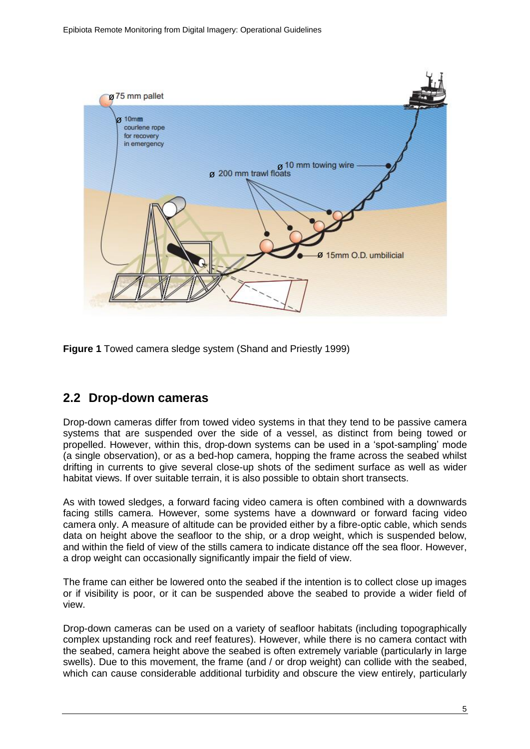**Figure 1** Towed camera sledge system (Shand and Priestly 1999)

## 2.2 Drop-down cameras

Drop-down cameras differ from towed video systems in that they tend to be passive camera systems that are suspended over the side of a vessel, as distinct from being towed or propelled. However, within this, drop-down systems can be used in a 'spot-sampling' mode (a single observation), or as a bed-hop camera, hopping the frame across the seabed whilst drifting in currents to give several close-up shots of the sediment surface as well as wider habitat views. If over suitable terrain, it is also possible to obtain short transects.

As with towed sledges, a forward facing video camera is often combined with a downwards facing stills camera. However, some systems have a downward or forward facing video camera only. A measure of altitude can be provided either by a fibre-optic cable, which sends data on height above the seafloor to the ship, or a drop weight, which is suspended below, and within the field of view of the stills camera to indicate distance off the sea floor. However, a drop weight can occasionally significantly impair the field of view.

The frame can either be lowered onto the seabed if the intention is to collect close up images or if visibility is poor, or it can be suspended above the seabed to provide a wider field of view.

Drop-down cameras can be used on a variety of seafloor habitats (including topographically complex upstanding rock and reef features). However, while there is no camera contact with the seabed, camera height above the seabed is often extremely variable (particularly in large swells). Due to this movement, the frame (and / or drop weight) can collide with the seabed, which can cause considerable additional turbidity and obscure the view entirely, particularly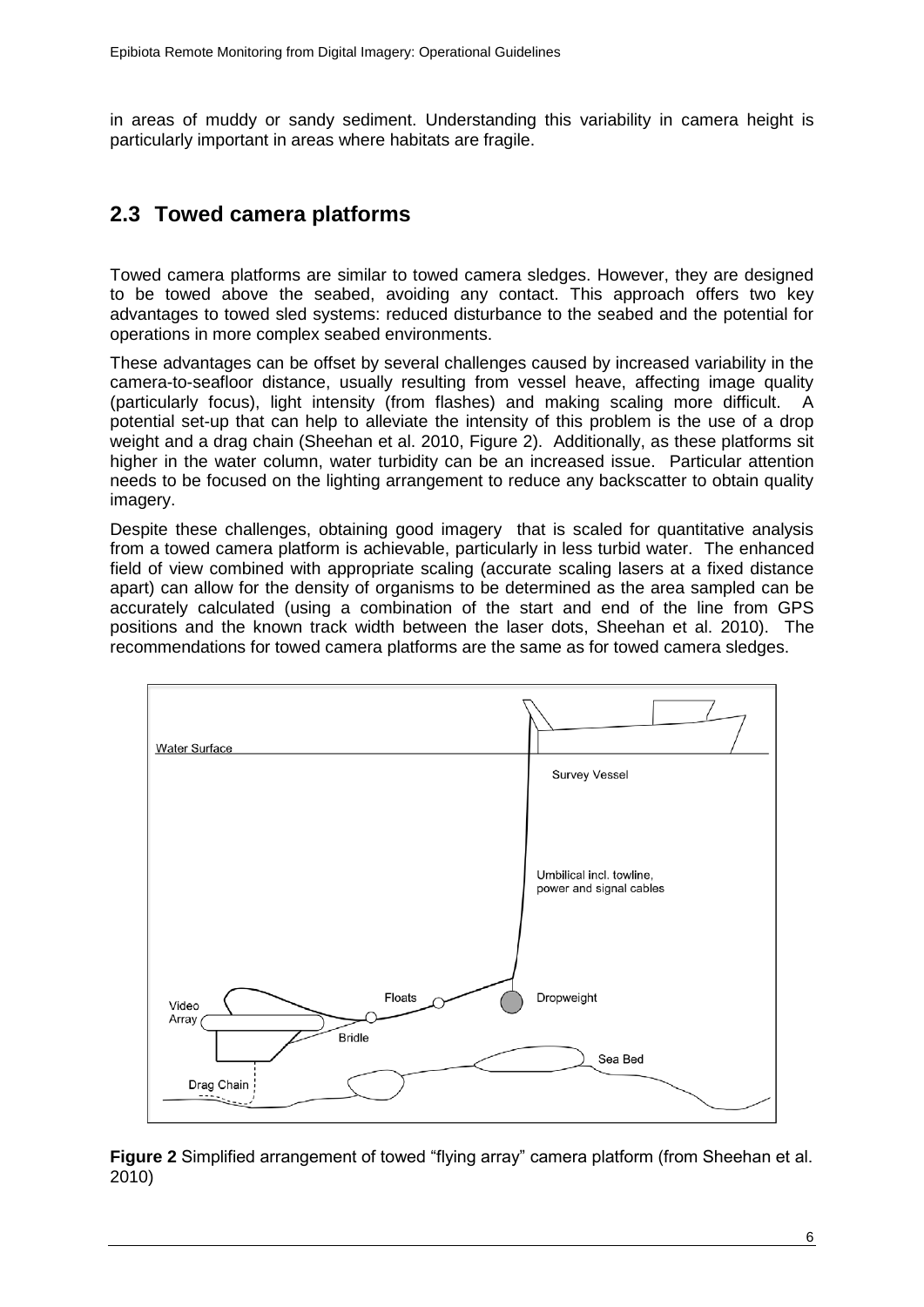in areas of muddy or sandy sediment. Understanding this variability in camera height is particularly important in areas where habitats are fragile.

## 2.3 Towed camera platforms

Towed camera platforms are similar to towed camera sledges. However, they are designed to be towed above the seabed, avoiding any contact. This approach offers two key advantages to towed sled systems: reduced disturbance to the seabed and the potential for operations in more complex seabed environments.

These advantages can be offset by several challenges caused by increased variability in the camera-to-seafloor distance, usually resulting from vessel heave, affecting image quality (particularly focus), light intensity (from flashes) and making scaling more difficult. A potential set-up that can help to alleviate the intensity of this problem is the use of a drop weight and a drag chain (Sheehan et al. 2010, Figure 2). Additionally, as these platforms sit higher in the water column, water turbidity can be an increased issue. Particular attention needs to be focused on the lighting arrangement to reduce any backscatter to obtain quality imagery.

Despite these challenges, obtaining good imagery that is scaled for quantitative analysis from a towed camera platform is achievable, particularly in less turbid water. The enhanced field of view combined with appropriate scaling (accurate scaling lasers at a fixed distance apart) can allow for the density of organisms to be determined as the area sampled can be accurately calculated (using a combination of the start and end of the line from GPS positions and the known track width between the laser dots, Sheehan et al. 2010). The recommendations for towed camera platforms are the same as for towed camera sledges.

**Figure 2** Simplified arrangement of towed "flying array" camera platform (from Sheehan et al. 2010)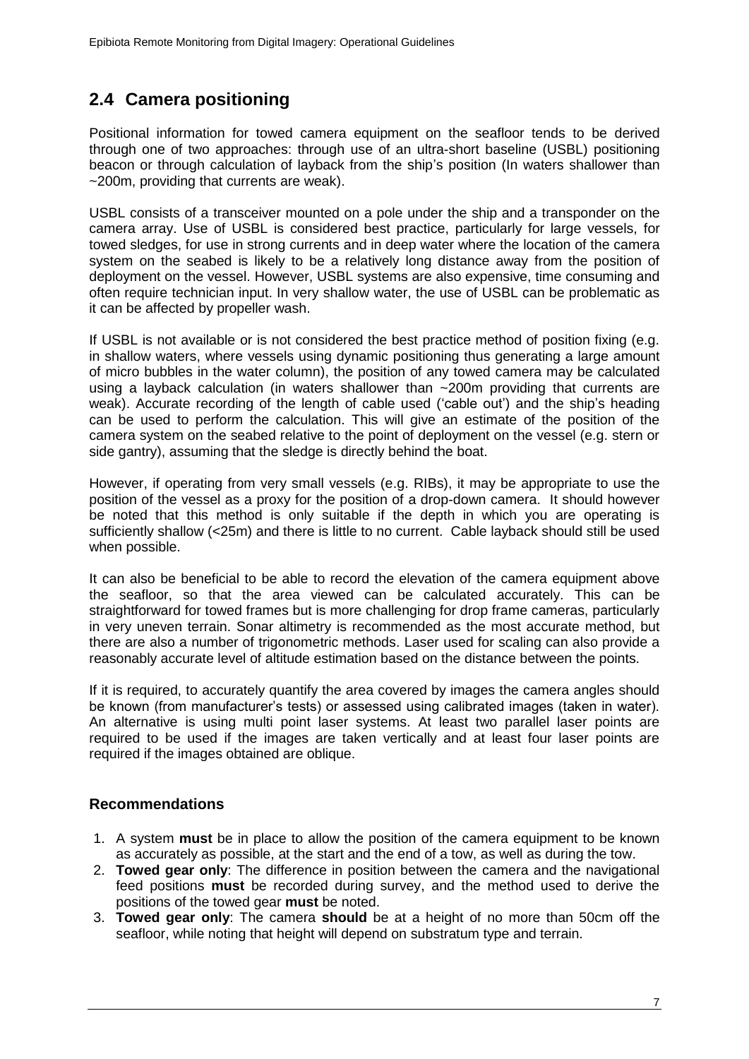## 2.4 Camera positioning

Positional information for towed camera equipment on the seafloor tends to be derived through one of two approaches: through use of an ultra-short baseline (USBL) positioning beacon or through calculation of layback from the ship's position (In waters shallower than ~200m, providing that currents are weak).

USBL consists of a transceiver mounted on a pole under the ship and a transponder on the camera array. Use of USBL is considered best practice, particularly for large vessels, for towed sledges, for use in strong currents and in deep water where the location of the camera system on the seabed is likely to be a relatively long distance away from the position of deployment on the vessel. However, USBL systems are also expensive, time consuming and often require technician input. In very shallow water, the use of USBL can be problematic as it can be affected by propeller wash.

If USBL is not available or is not considered the best practice method of position fixing (e.g. in shallow waters, where vessels using dynamic positioning thus generating a large amount of micro bubbles in the water column), the position of any towed camera may be calculated using a layback calculation (in waters shallower than ~200m providing that currents are weak). Accurate recording of the length of cable used ('cable out') and the ship's heading can be used to perform the calculation. This will give an estimate of the position of the camera system on the seabed relative to the point of deployment on the vessel (e.g. stern or side gantry), assuming that the sledge is directly behind the boat.

However, if operating from very small vessels (e.g. RIBs), it may be appropriate to use the position of the vessel as a proxy for the position of a drop-down camera. It should however be noted that this method is only suitable if the depth in which you are operating is sufficiently shallow (<25m) and there is little to no current. Cable layback should still be used when possible.

It can also be beneficial to be able to record the elevation of the camera equipment above the seafloor, so that the area viewed can be calculated accurately. This can be straightforward for towed frames but is more challenging for drop frame cameras, particularly in very uneven terrain. Sonar altimetry is recommended as the most accurate method, but there are also a number of trigonometric methods. Laser used for scaling can also provide a reasonably accurate level of altitude estimation based on the distance between the points.

If it is required, to accurately quantify the area covered by images the camera angles should be known (from manufacturer's tests) or assessed using calibrated images (taken in water). An alternative is using multi point laser systems. At least two parallel laser points are required to be used if the images are taken vertically and at least four laser points are required if the images obtained are oblique.

### Recommendations

1. A system **must** be in place to allow the position of the camera equipment to be known as accurately as possible, at the start and the end of a tow, as well as during the tow.
2. **Towed gear only**: The difference in position between the camera and the navigational feed positions **must** be recorded during survey, and the method used to derive the positions of the towed gear **must** be noted.
3. **Towed gear only**: The camera **should** be at a height of no more than 50cm off the seafloor, while noting that height will depend on substratum type and terrain.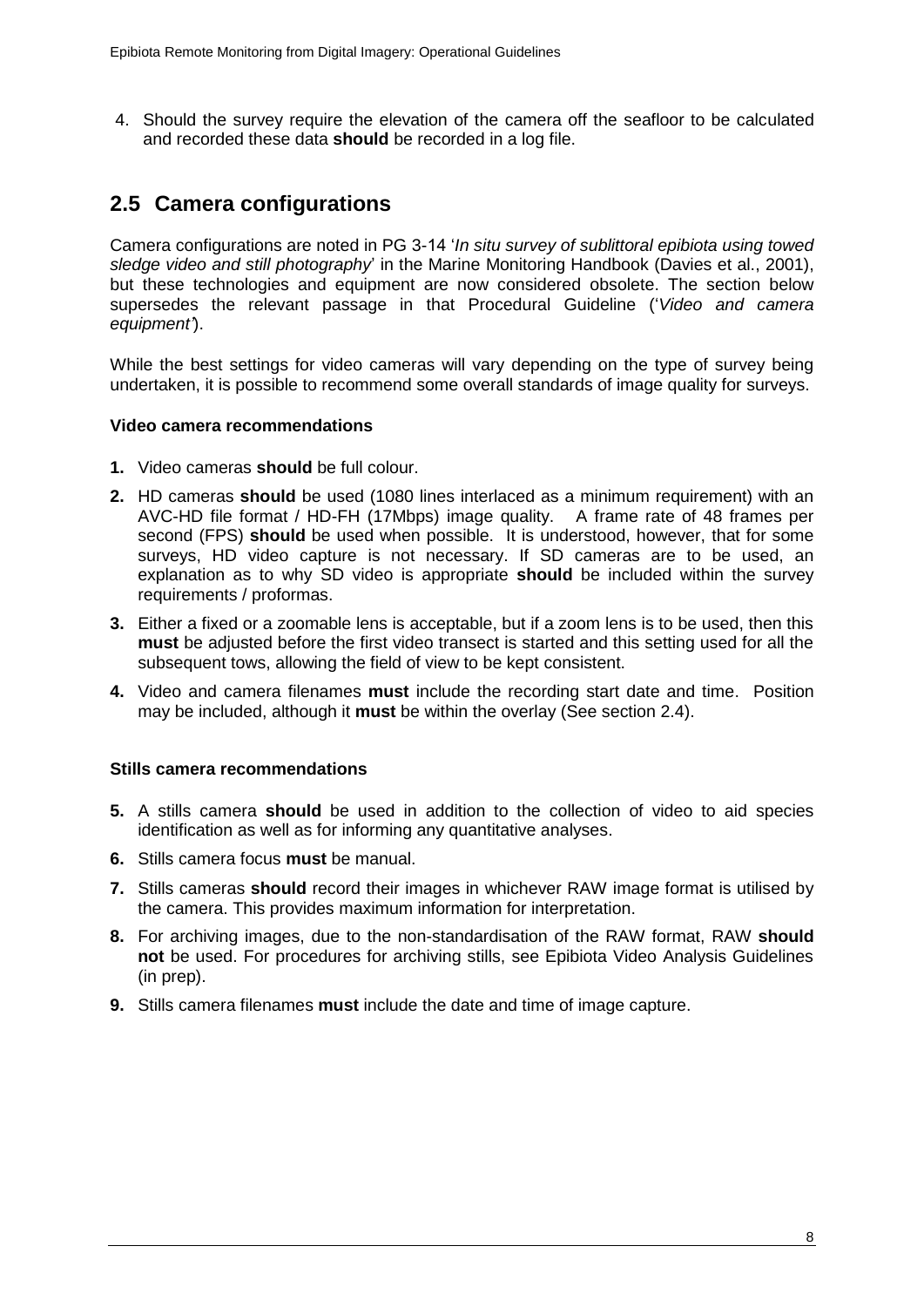4. Should the survey require the elevation of the camera off the seafloor to be calculated and recorded these data **should** be recorded in a log file.

## 2.5 Camera configurations

Camera configurations are noted in PG 3-14 '*In situ survey of sublittoral epibiota using towed sledge video and still photography*' in the Marine Monitoring Handbook (Davies et al., 2001), but these technologies and equipment are now considered obsolete. The section below supersedes the relevant passage in that Procedural Guideline ('*Video and camera equipment'*).

While the best settings for video cameras will vary depending on the type of survey being undertaken, it is possible to recommend some overall standards of image quality for surveys.

**Video camera recommendations**

1. Video cameras **should** be full colour.
2. HD cameras **should** be used (1080 lines interlaced as a minimum requirement) with an AVC-HD file format / HD-FH (17Mbps) image quality. A frame rate of 48 frames per second (FPS) **should** be used when possible. It is understood, however, that for some surveys, HD video capture is not necessary. If SD cameras are to be used, an explanation as to why SD video is appropriate **should** be included within the survey requirements / proformas.
3. Either a fixed or a zoomable lens is acceptable, but if a zoom lens is to be used, then this **must** be adjusted before the first video transect is started and this setting used for all the subsequent tows, allowing the field of view to be kept consistent.
4. Video and camera filenames **must** include the recording start date and time. Position may be included, although it **must** be within the overlay (See section 2.4).

**Stills camera recommendations**

5. A stills camera **should** be used in addition to the collection of video to aid species identification as well as for informing any quantitative analyses.
6. Stills camera focus **must** be manual.
7. Stills cameras **should** record their images in whichever RAW image format is utilised by the camera. This provides maximum information for interpretation.
8. For archiving images, due to the non-standardisation of the RAW format, RAW **should not** be used. For procedures for archiving stills, see Epibiota Video Analysis Guidelines (in prep).
9. Stills camera filenames **must** include the date and time of image capture.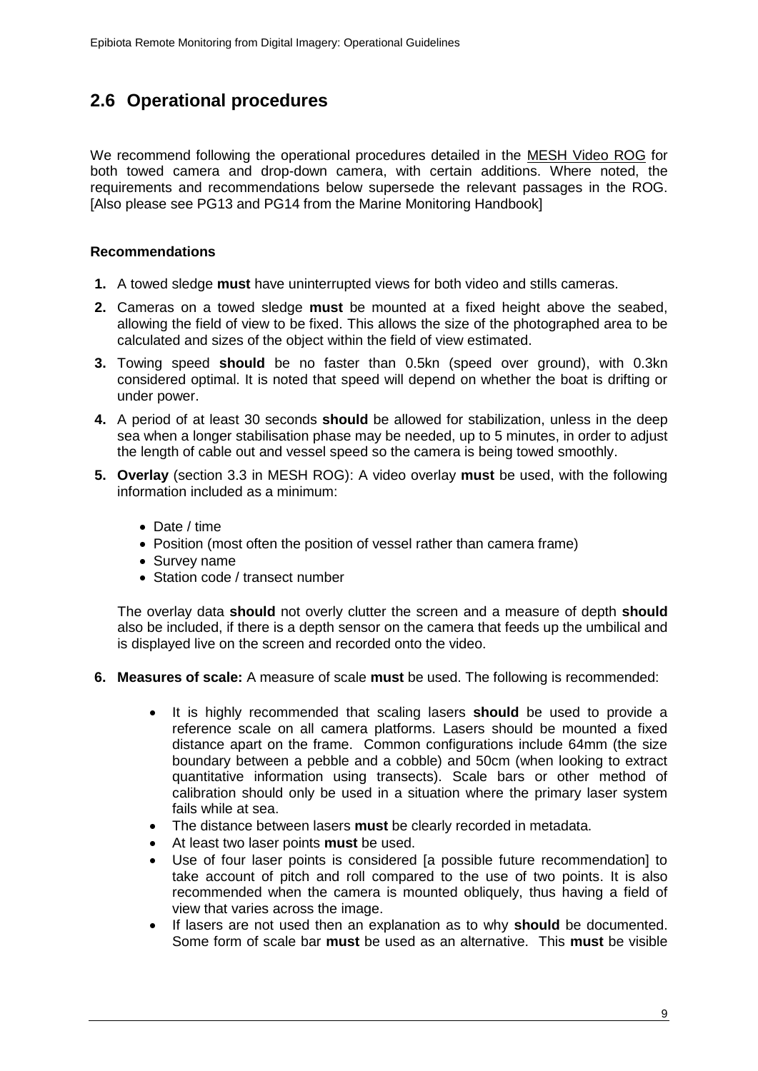## 2.6 Operational procedures

We recommend following the operational procedures detailed in the MESH Video ROG for both towed camera and drop-down camera, with certain additions. Where noted, the requirements and recommendations below supersede the relevant passages in the ROG. [Also please see PG13 and PG14 from the Marine Monitoring Handbook]

### Recommendations

1. A towed sledge **must** have uninterrupted views for both video and stills cameras.
2. Cameras on a towed sledge **must** be mounted at a fixed height above the seabed, allowing the field of view to be fixed. This allows the size of the photographed area to be calculated and sizes of the object within the field of view estimated.
3. Towing speed **should** be no faster than 0.5kn (speed over ground), with 0.3kn considered optimal. It is noted that speed will depend on whether the boat is drifting or under power.
4. A period of at least 30 seconds **should** be allowed for stabilization, unless in the deep sea when a longer stabilisation phase may be needed, up to 5 minutes, in order to adjust the length of cable out and vessel speed so the camera is being towed smoothly.
5. **Overlay** (section 3.3 in MESH ROG): A video overlay **must** be used, with the following information included as a minimum:
   - Date / time
   - Position (most often the position of vessel rather than camera frame)
   - Survey name
   - Station code / transect number

   The overlay data **should** not overly clutter the screen and a measure of depth **should** also be included, if there is a depth sensor on the camera that feeds up the umbilical and is displayed live on the screen and recorded onto the video.

6. **Measures of scale:** A measure of scale **must** be used. The following is recommended:
   - It is highly recommended that scaling lasers **should** be used to provide a reference scale on all camera platforms. Lasers should be mounted a fixed distance apart on the frame. Common configurations include 64mm (the size boundary between a pebble and a cobble) and 50cm (when looking to extract quantitative information using transects). Scale bars or other method of calibration should only be used in a situation where the primary laser system fails while at sea.
   - The distance between lasers **must** be clearly recorded in metadata.
   - At least two laser points **must** be used.
   - Use of four laser points is considered [a possible future recommendation] to take account of pitch and roll compared to the use of two points. It is also recommended when the camera is mounted obliquely, thus having a field of view that varies across the image.
   - If lasers are not used then an explanation as to why **should** be documented. Some form of scale bar **must** be used as an alternative. This **must** be visible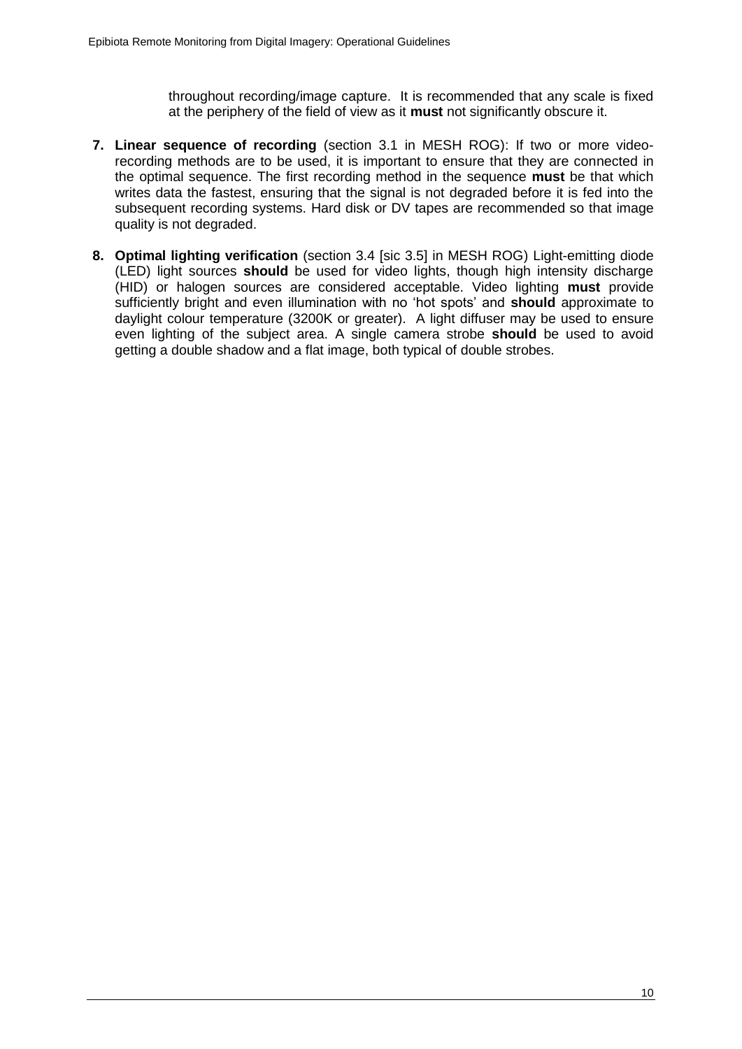throughout recording/image capture. It is recommended that any scale is fixed at the periphery of the field of view as it **must** not significantly obscure it.

7. **Linear sequence of recording** (section 3.1 in MESH ROG): If two or more video-recording methods are to be used, it is important to ensure that they are connected in the optimal sequence. The first recording method in the sequence **must** be that which writes data the fastest, ensuring that the signal is not degraded before it is fed into the subsequent recording systems. Hard disk or DV tapes are recommended so that image quality is not degraded.

8. **Optimal lighting verification** (section 3.4 [sic 3.5] in MESH ROG) Light-emitting diode (LED) light sources **should** be used for video lights, though high intensity discharge (HID) or halogen sources are considered acceptable. Video lighting **must** provide sufficiently bright and even illumination with no 'hot spots' and **should** approximate to daylight colour temperature (3200K or greater). A light diffuser may be used to ensure even lighting of the subject area. A single camera strobe **should** be used to avoid getting a double shadow and a flat image, both typical of double strobes.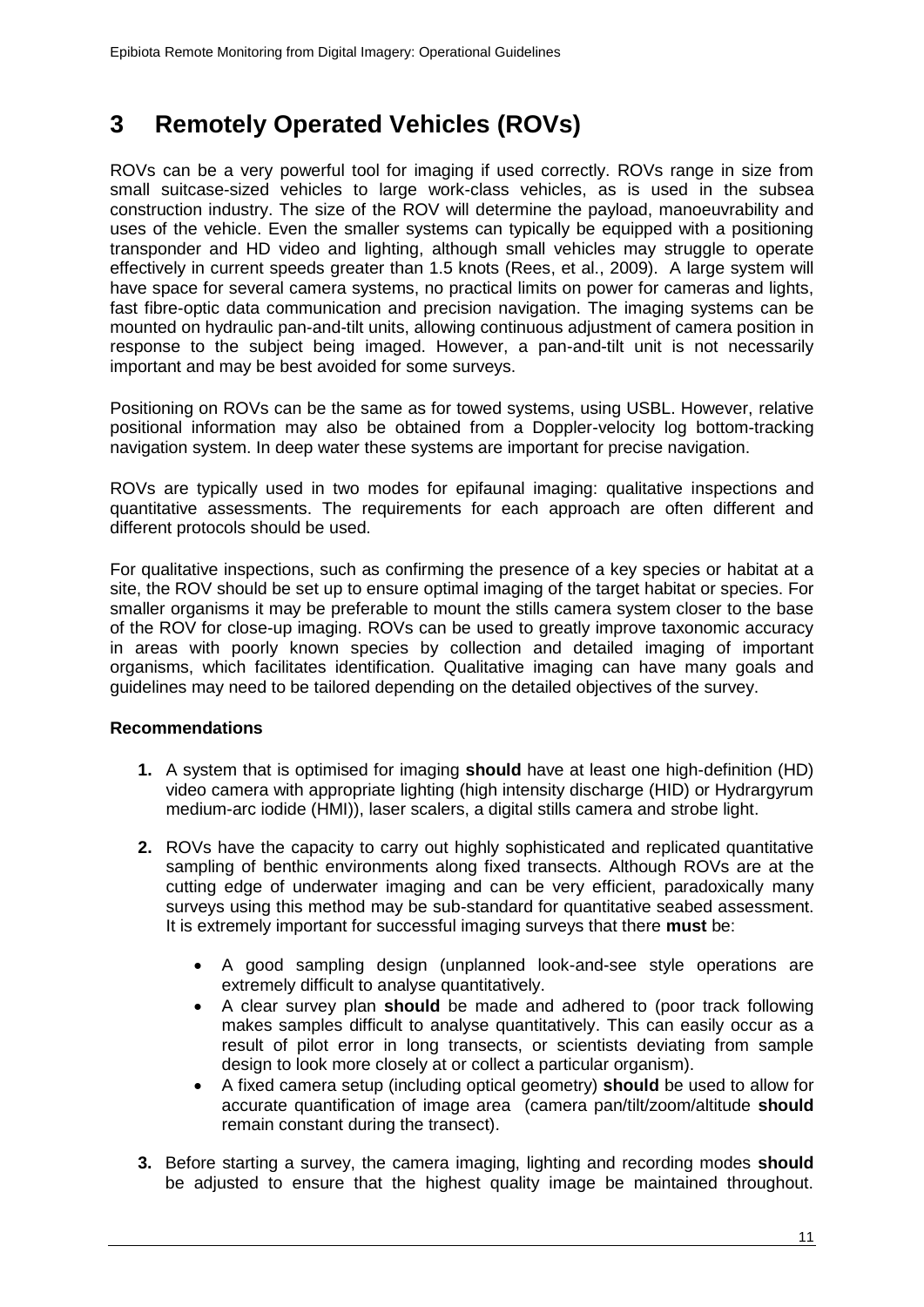# 3 Remotely Operated Vehicles (ROVs)

ROVs can be a very powerful tool for imaging if used correctly. ROVs range in size from small suitcase-sized vehicles to large work-class vehicles, as is used in the subsea construction industry. The size of the ROV will determine the payload, manoeuvrability and uses of the vehicle. Even the smaller systems can typically be equipped with a positioning transponder and HD video and lighting, although small vehicles may struggle to operate effectively in current speeds greater than 1.5 knots (Rees, et al., 2009). A large system will have space for several camera systems, no practical limits on power for cameras and lights, fast fibre-optic data communication and precision navigation. The imaging systems can be mounted on hydraulic pan-and-tilt units, allowing continuous adjustment of camera position in response to the subject being imaged. However, a pan-and-tilt unit is not necessarily important and may be best avoided for some surveys.

Positioning on ROVs can be the same as for towed systems, using USBL. However, relative positional information may also be obtained from a Doppler-velocity log bottom-tracking navigation system. In deep water these systems are important for precise navigation.

ROVs are typically used in two modes for epifaunal imaging: qualitative inspections and quantitative assessments. The requirements for each approach are often different and different protocols should be used.

For qualitative inspections, such as confirming the presence of a key species or habitat at a site, the ROV should be set up to ensure optimal imaging of the target habitat or species. For smaller organisms it may be preferable to mount the stills camera system closer to the base of the ROV for close-up imaging. ROVs can be used to greatly improve taxonomic accuracy in areas with poorly known species by collection and detailed imaging of important organisms, which facilitates identification. Qualitative imaging can have many goals and guidelines may need to be tailored depending on the detailed objectives of the survey.

**Recommendations**

1. A system that is optimised for imaging **should** have at least one high-definition (HD) video camera with appropriate lighting (high intensity discharge (HID) or Hydrargyrum medium-arc iodide (HMI)), laser scalers, a digital stills camera and strobe light.

2. ROVs have the capacity to carry out highly sophisticated and replicated quantitative sampling of benthic environments along fixed transects. Although ROVs are at the cutting edge of underwater imaging and can be very efficient, paradoxically many surveys using this method may be sub-standard for quantitative seabed assessment. It is extremely important for successful imaging surveys that there **must** be:

    - A good sampling design (unplanned look-and-see style operations are extremely difficult to analyse quantitatively.
    - A clear survey plan **should** be made and adhered to (poor track following makes samples difficult to analyse quantitatively. This can easily occur as a result of pilot error in long transects, or scientists deviating from sample design to look more closely at or collect a particular organism).
    - A fixed camera setup (including optical geometry) **should** be used to allow for accurate quantification of image area (camera pan/tilt/zoom/altitude **should** remain constant during the transect).

3. Before starting a survey, the camera imaging, lighting and recording modes **should** be adjusted to ensure that the highest quality image be maintained throughout.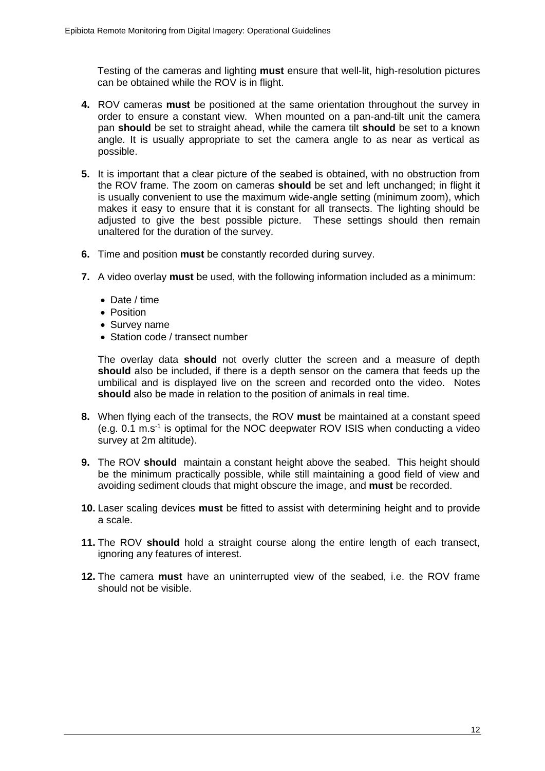Testing of the cameras and lighting **must** ensure that well-lit, high-resolution pictures can be obtained while the ROV is in flight.

4. ROV cameras **must** be positioned at the same orientation throughout the survey in order to ensure a constant view. When mounted on a pan-and-tilt unit the camera pan **should** be set to straight ahead, while the camera tilt **should** be set to a known angle. It is usually appropriate to set the camera angle to as near as vertical as possible.

5. It is important that a clear picture of the seabed is obtained, with no obstruction from the ROV frame. The zoom on cameras **should** be set and left unchanged; in flight it is usually convenient to use the maximum wide-angle setting (minimum zoom), which makes it easy to ensure that it is constant for all transects. The lighting should be adjusted to give the best possible picture. These settings should then remain unaltered for the duration of the survey.

6. Time and position **must** be constantly recorded during survey.

7. A video overlay **must** be used, with the following information included as a minimum:

   - Date / time
   - Position
   - Survey name
   - Station code / transect number

   The overlay data **should** not overly clutter the screen and a measure of depth **should** also be included, if there is a depth sensor on the camera that feeds up the umbilical and is displayed live on the screen and recorded onto the video. Notes **should** also be made in relation to the position of animals in real time.

8. When flying each of the transects, the ROV **must** be maintained at a constant speed (e.g. 0.1 $m.s^{-1}$ is optimal for the NOC deepwater ROV ISIS when conducting a video survey at 2m altitude).

9. The ROV **should** maintain a constant height above the seabed. This height should be the minimum practically possible, while still maintaining a good field of view and avoiding sediment clouds that might obscure the image, and **must** be recorded.

10. Laser scaling devices **must** be fitted to assist with determining height and to provide a scale.

11. The ROV **should** hold a straight course along the entire length of each transect, ignoring any features of interest.

12. The camera **must** have an uninterrupted view of the seabed, i.e. the ROV frame should not be visible.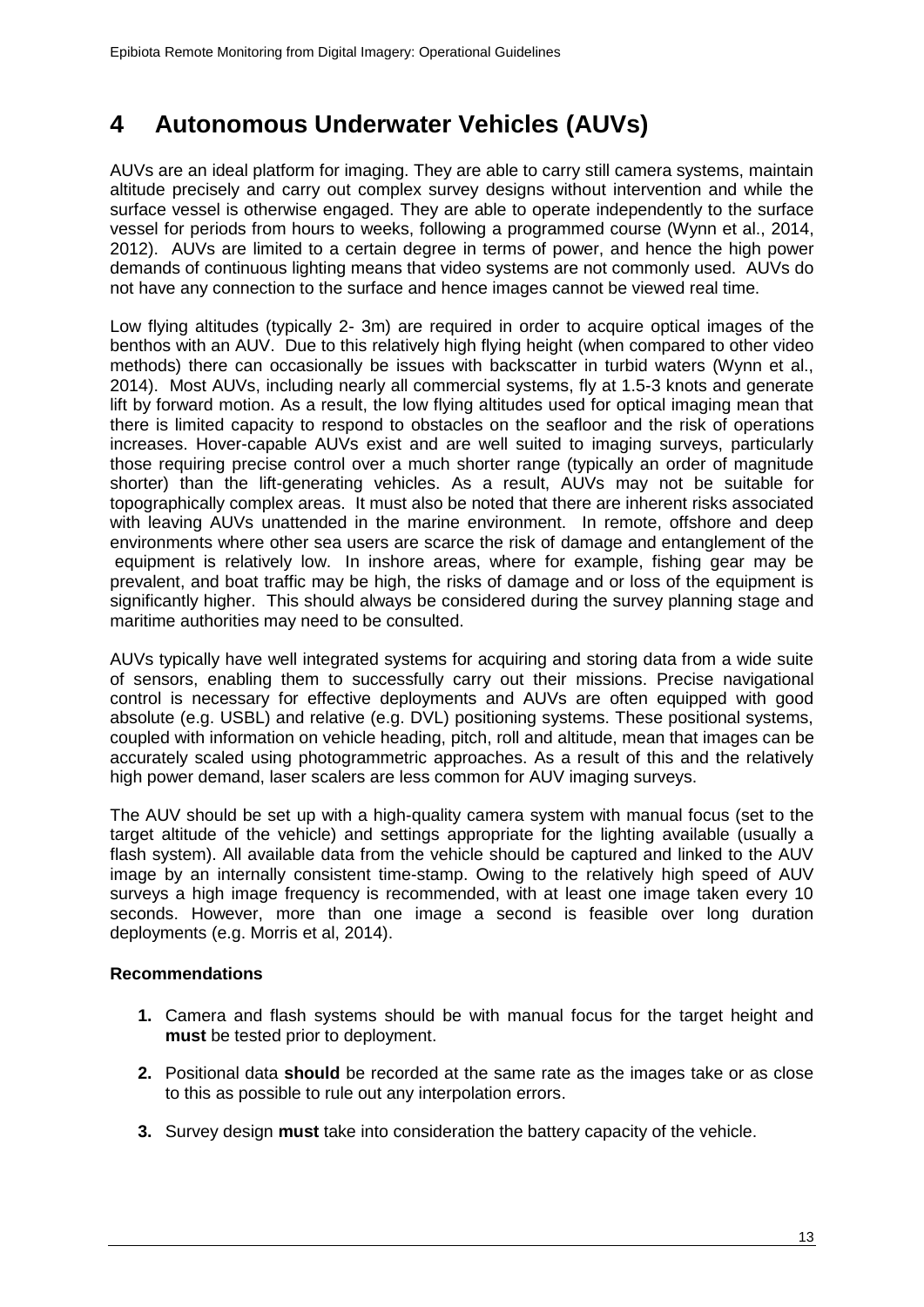# 4 Autonomous Underwater Vehicles (AUVs)

AUVs are an ideal platform for imaging. They are able to carry still camera systems, maintain altitude precisely and carry out complex survey designs without intervention and while the surface vessel is otherwise engaged. They are able to operate independently to the surface vessel for periods from hours to weeks, following a programmed course (Wynn et al., 2014, 2012). AUVs are limited to a certain degree in terms of power, and hence the high power demands of continuous lighting means that video systems are not commonly used. AUVs do not have any connection to the surface and hence images cannot be viewed real time.

Low flying altitudes (typically 2- 3m) are required in order to acquire optical images of the benthos with an AUV. Due to this relatively high flying height (when compared to other video methods) there can occasionally be issues with backscatter in turbid waters (Wynn et al., 2014). Most AUVs, including nearly all commercial systems, fly at 1.5-3 knots and generate lift by forward motion. As a result, the low flying altitudes used for optical imaging mean that there is limited capacity to respond to obstacles on the seafloor and the risk of operations increases. Hover-capable AUVs exist and are well suited to imaging surveys, particularly those requiring precise control over a much shorter range (typically an order of magnitude shorter) than the lift-generating vehicles. As a result, AUVs may not be suitable for topographically complex areas. It must also be noted that there are inherent risks associated with leaving AUVs unattended in the marine environment. In remote, offshore and deep environments where other sea users are scarce the risk of damage and entanglement of the equipment is relatively low. In inshore areas, where for example, fishing gear may be prevalent, and boat traffic may be high, the risks of damage and or loss of the equipment is significantly higher. This should always be considered during the survey planning stage and maritime authorities may need to be consulted.

AUVs typically have well integrated systems for acquiring and storing data from a wide suite of sensors, enabling them to successfully carry out their missions. Precise navigational control is necessary for effective deployments and AUVs are often equipped with good absolute (e.g. USBL) and relative (e.g. DVL) positioning systems. These positional systems, coupled with information on vehicle heading, pitch, roll and altitude, mean that images can be accurately scaled using photogrammetric approaches. As a result of this and the relatively high power demand, laser scalers are less common for AUV imaging surveys.

The AUV should be set up with a high-quality camera system with manual focus (set to the target altitude of the vehicle) and settings appropriate for the lighting available (usually a flash system). All available data from the vehicle should be captured and linked to the AUV image by an internally consistent time-stamp. Owing to the relatively high speed of AUV surveys a high image frequency is recommended, with at least one image taken every 10 seconds. However, more than one image a second is feasible over long duration deployments (e.g. Morris et al, 2014).

**Recommendations**

1. Camera and flash systems should be with manual focus for the target height and **must** be tested prior to deployment.
2. Positional data **should** be recorded at the same rate as the images take or as close to this as possible to rule out any interpolation errors.
3. Survey design **must** take into consideration the battery capacity of the vehicle.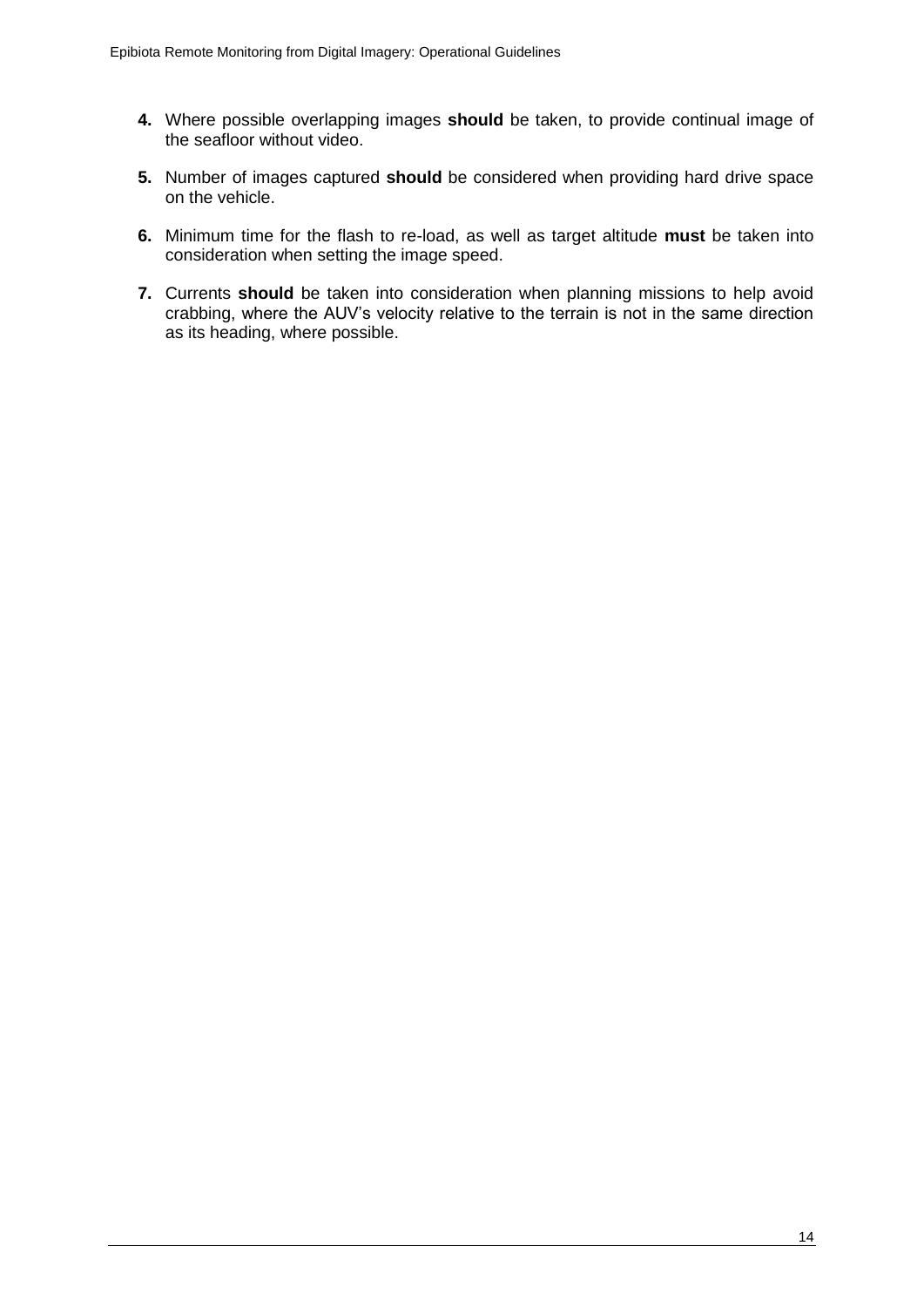4. Where possible overlapping images **should** be taken, to provide continual image of the seafloor without video.

5. Number of images captured **should** be considered when providing hard drive space on the vehicle.

6. Minimum time for the flash to re-load, as well as target altitude **must** be taken into consideration when setting the image speed.

7. Currents **should** be taken into consideration when planning missions to help avoid crabbing, where the AUV's velocity relative to the terrain is not in the same direction as its heading, where possible.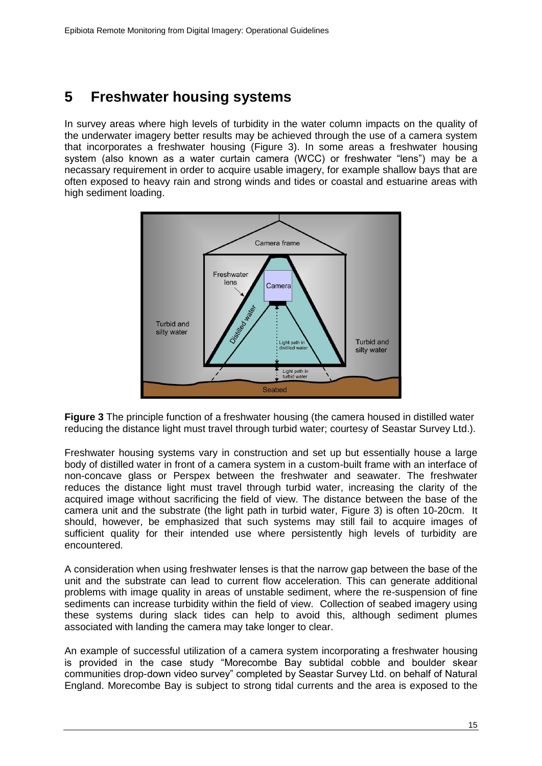# 5 Freshwater housing systems

In survey areas where high levels of turbidity in the water column impacts on the quality of the underwater imagery better results may be achieved through the use of a camera system that incorporates a freshwater housing (Figure 3). In some areas a freshwater housing system (also known as a water curtain camera (WCC) or freshwater "lens") may be a necassary requirement in order to acquire usable imagery, for example shallow bays that are often exposed to heavy rain and strong winds and tides or coastal and estuarine areas with high sediment loading.

**Figure 3** The principle function of a freshwater housing (the camera housed in distilled water reducing the distance light must travel through turbid water; courtesy of Seastar Survey Ltd.).

Freshwater housing systems vary in construction and set up but essentially house a large body of distilled water in front of a camera system in a custom-built frame with an interface of non-concave glass or Perspex between the freshwater and seawater. The freshwater reduces the distance light must travel through turbid water, increasing the clarity of the acquired image without sacrificing the field of view. The distance between the base of the camera unit and the substrate (the light path in turbid water, Figure 3) is often 10-20cm. It should, however, be emphasized that such systems may still fail to acquire images of sufficient quality for their intended use where persistently high levels of turbidity are encountered.

A consideration when using freshwater lenses is that the narrow gap between the base of the unit and the substrate can lead to current flow acceleration. This can generate additional problems with image quality in areas of unstable sediment, where the re-suspension of fine sediments can increase turbidity within the field of view. Collection of seabed imagery using these systems during slack tides can help to avoid this, although sediment plumes associated with landing the camera may take longer to clear.

An example of successful utilization of a camera system incorporating a freshwater housing is provided in the case study "Morecombe Bay subtidal cobble and boulder skear communities drop-down video survey" completed by Seastar Survey Ltd. on behalf of Natural England. Morecombe Bay is subject to strong tidal currents and the area is exposed to the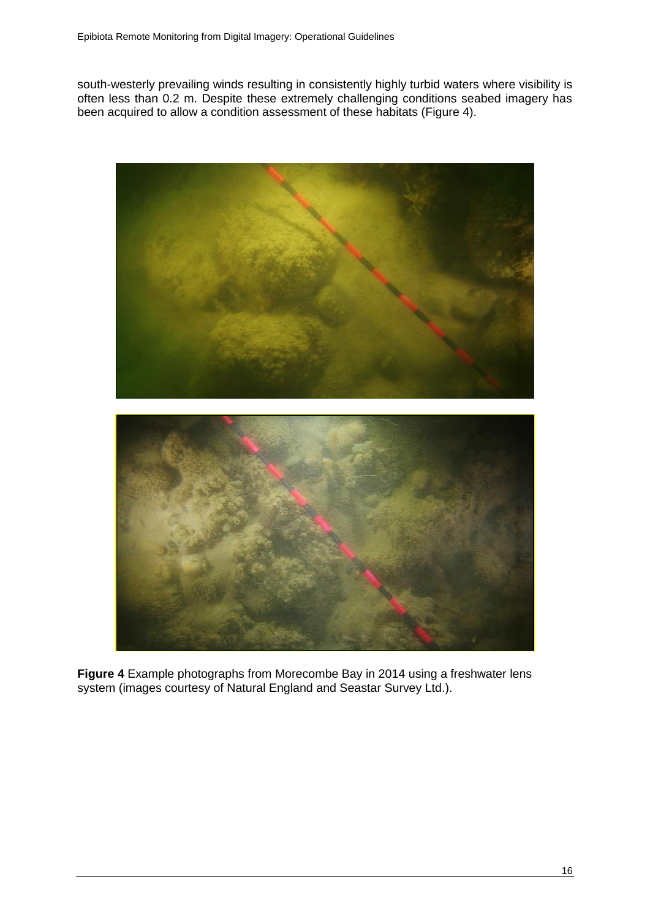south-westerly prevailing winds resulting in consistently highly turbid waters where visibility is often less than 0.2 m. Despite these extremely challenging conditions seabed imagery has been acquired to allow a condition assessment of these habitats (Figure 4).

**Figure 4** Example photographs from Morecombe Bay in 2014 using a freshwater lens system (images courtesy of Natural England and Seastar Survey Ltd.).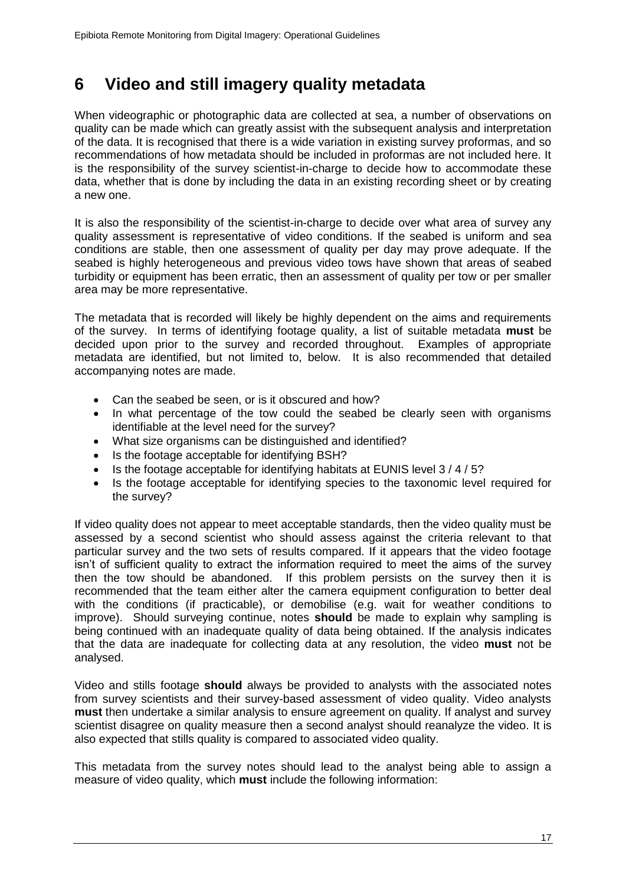# 6 Video and still imagery quality metadata

When videographic or photographic data are collected at sea, a number of observations on quality can be made which can greatly assist with the subsequent analysis and interpretation of the data. It is recognised that there is a wide variation in existing survey proformas, and so recommendations of how metadata should be included in proformas are not included here. It is the responsibility of the survey scientist-in-charge to decide how to accommodate these data, whether that is done by including the data in an existing recording sheet or by creating a new one.

It is also the responsibility of the scientist-in-charge to decide over what area of survey any quality assessment is representative of video conditions. If the seabed is uniform and sea conditions are stable, then one assessment of quality per day may prove adequate. If the seabed is highly heterogeneous and previous video tows have shown that areas of seabed turbidity or equipment has been erratic, then an assessment of quality per tow or per smaller area may be more representative.

The metadata that is recorded will likely be highly dependent on the aims and requirements of the survey. In terms of identifying footage quality, a list of suitable metadata **must** be decided upon prior to the survey and recorded throughout. Examples of appropriate metadata are identified, but not limited to, below. It is also recommended that detailed accompanying notes are made.

- Can the seabed be seen, or is it obscured and how?
- In what percentage of the tow could the seabed be clearly seen with organisms identifiable at the level need for the survey?
- What size organisms can be distinguished and identified?
- Is the footage acceptable for identifying BSH?
- Is the footage acceptable for identifying habitats at EUNIS level 3 / 4 / 5?
- Is the footage acceptable for identifying species to the taxonomic level required for the survey?

If video quality does not appear to meet acceptable standards, then the video quality must be assessed by a second scientist who should assess against the criteria relevant to that particular survey and the two sets of results compared. If it appears that the video footage isn't of sufficient quality to extract the information required to meet the aims of the survey then the tow should be abandoned. If this problem persists on the survey then it is recommended that the team either alter the camera equipment configuration to better deal with the conditions (if practicable), or demobilise (e.g. wait for weather conditions to improve). Should surveying continue, notes **should** be made to explain why sampling is being continued with an inadequate quality of data being obtained. If the analysis indicates that the data are inadequate for collecting data at any resolution, the video **must** not be analysed.

Video and stills footage **should** always be provided to analysts with the associated notes from survey scientists and their survey-based assessment of video quality. Video analysts **must** then undertake a similar analysis to ensure agreement on quality. If analyst and survey scientist disagree on quality measure then a second analyst should reanalyze the video. It is also expected that stills quality is compared to associated video quality.

This metadata from the survey notes should lead to the analyst being able to assign a measure of video quality, which **must** include the following information: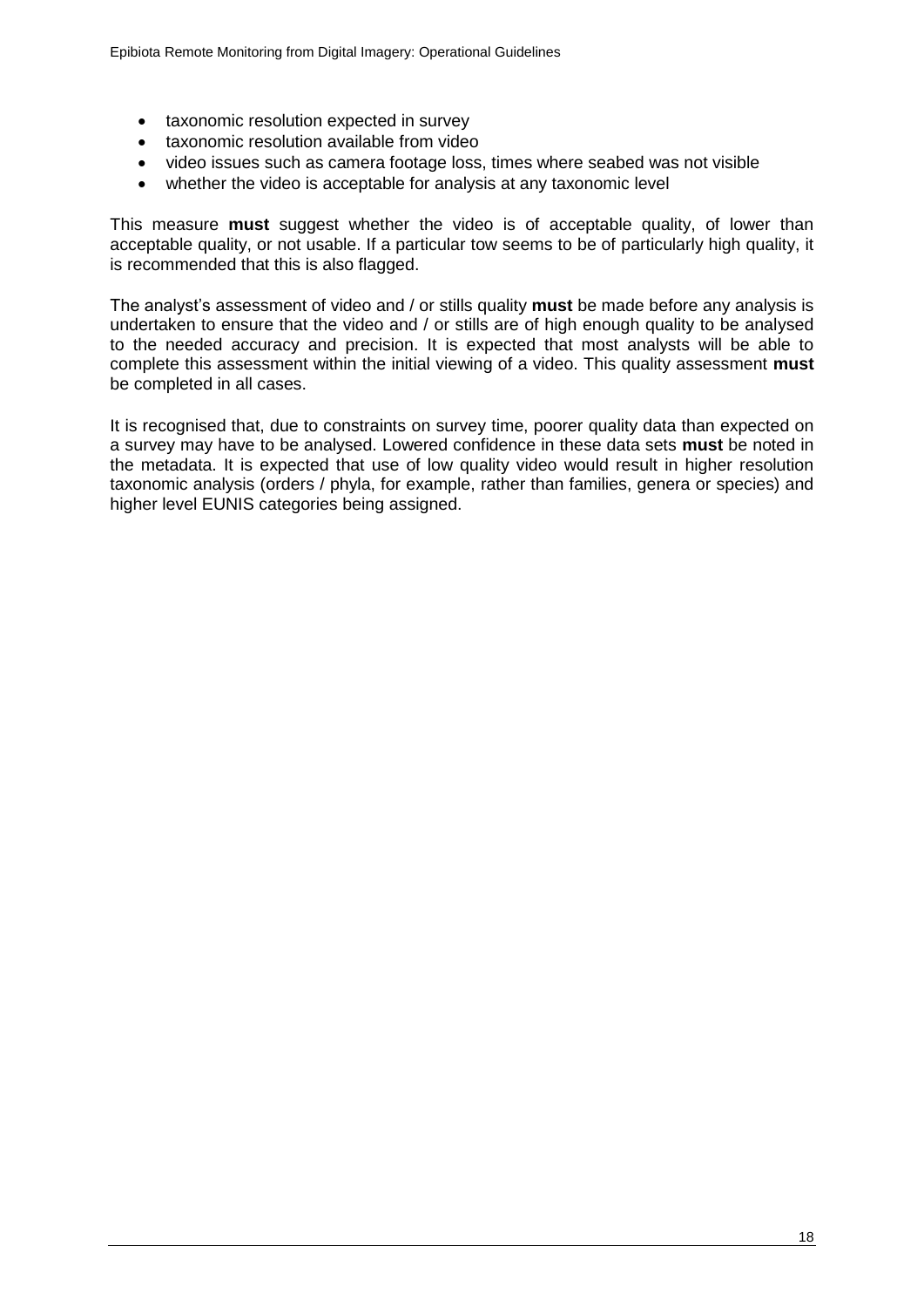- taxonomic resolution expected in survey
- taxonomic resolution available from video
- video issues such as camera footage loss, times where seabed was not visible
- whether the video is acceptable for analysis at any taxonomic level

This measure **must** suggest whether the video is of acceptable quality, of lower than acceptable quality, or not usable. If a particular tow seems to be of particularly high quality, it is recommended that this is also flagged.

The analyst's assessment of video and / or stills quality **must** be made before any analysis is undertaken to ensure that the video and / or stills are of high enough quality to be analysed to the needed accuracy and precision. It is expected that most analysts will be able to complete this assessment within the initial viewing of a video. This quality assessment **must** be completed in all cases.

It is recognised that, due to constraints on survey time, poorer quality data than expected on a survey may have to be analysed. Lowered confidence in these data sets **must** be noted in the metadata. It is expected that use of low quality video would result in higher resolution taxonomic analysis (orders / phyla, for example, rather than families, genera or species) and higher level EUNIS categories being assigned.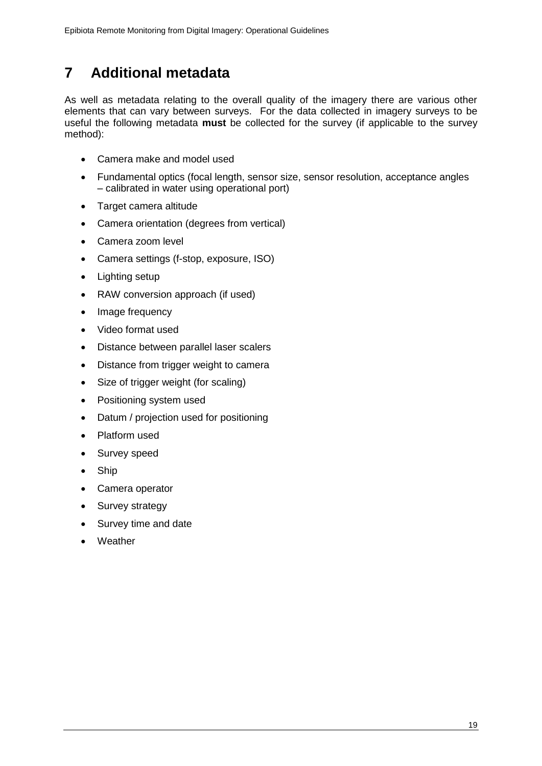# 7 Additional metadata

As well as metadata relating to the overall quality of the imagery there are various other elements that can vary between surveys. For the data collected in imagery surveys to be useful the following metadata **must** be collected for the survey (if applicable to the survey method):

- Camera make and model used
- Fundamental optics (focal length, sensor size, sensor resolution, acceptance angles – calibrated in water using operational port)
- Target camera altitude
- Camera orientation (degrees from vertical)
- Camera zoom level
- Camera settings (f-stop, exposure, ISO)
- Lighting setup
- RAW conversion approach (if used)
- Image frequency
- Video format used
- Distance between parallel laser scalers
- Distance from trigger weight to camera
- Size of trigger weight (for scaling)
- Positioning system used
- Datum / projection used for positioning
- Platform used
- Survey speed
- Ship
- Camera operator
- Survey strategy
- Survey time and date
- Weather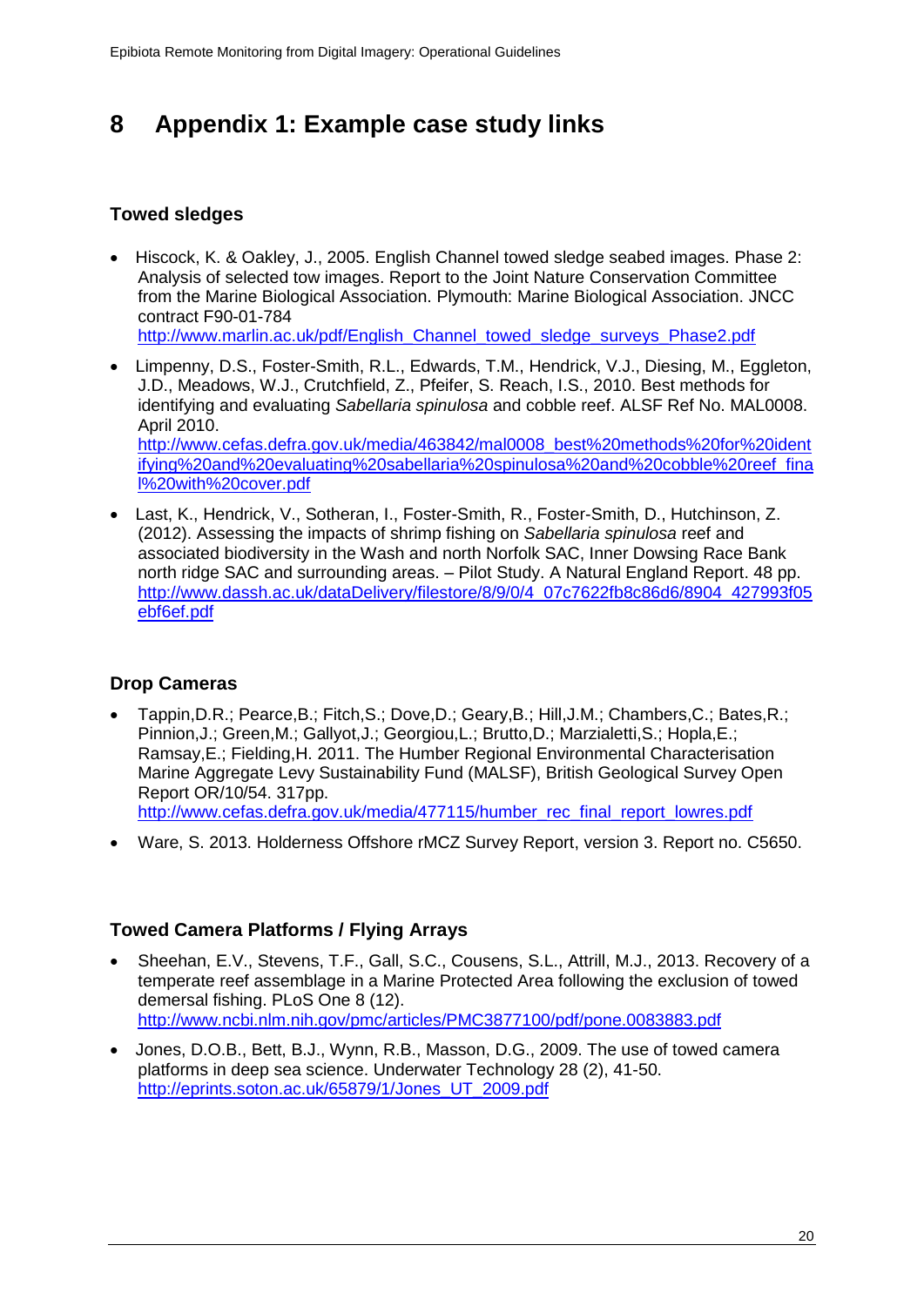# 8 Appendix 1: Example case study links

### Towed sledges

- Hiscock, K. & Oakley, J., 2005. English Channel towed sledge seabed images. Phase 2: Analysis of selected tow images. Report to the Joint Nature Conservation Committee from the Marine Biological Association. Plymouth: Marine Biological Association. JNCC contract F90-01-784
  http://www.marlin.ac.uk/pdf/English_Channel_towed_sledge_surveys_Phase2.pdf
- Limpenny, D.S., Foster-Smith, R.L., Edwards, T.M., Hendrick, V.J., Diesing, M., Eggleton, J.D., Meadows, W.J., Crutchfield, Z., Pfeifer, S. Reach, I.S., 2010. Best methods for identifying and evaluating *Sabellaria spinulosa* and cobble reef. ALSF Ref No. MAL0008. April 2010.
  http://www.cefas.defra.gov.uk/media/463842/mal0008_best%20methods%20for%20identifying%20and%20evaluating%20sabellaria%20spinulosa%20and%20cobble%20reef_final%20with%20cover.pdf
- Last, K., Hendrick, V., Sotheran, I., Foster-Smith, R., Foster-Smith, D., Hutchinson, Z. (2012). Assessing the impacts of shrimp fishing on *Sabellaria spinulosa* reef and associated biodiversity in the Wash and north Norfolk SAC, Inner Dowsing Race Bank north ridge SAC and surrounding areas. – Pilot Study. A Natural England Report. 48 pp.
  http://www.dassh.ac.uk/dataDelivery/filestore/8/9/0/4_07c7622fb8c86d6/8904_427993f05ebf6ef.pdf

### Drop Cameras

- Tappin,D.R.; Pearce,B.; Fitch,S.; Dove,D.; Geary,B.; Hill,J.M.; Chambers,C.; Bates,R.; Pinnion,J.; Green,M.; Gallyot,J.; Georgiou,L.; Brutto,D.; Marzialetti,S.; Hopla,E.; Ramsay,E.; Fielding,H. 2011. The Humber Regional Environmental Characterisation Marine Aggregate Levy Sustainability Fund (MALSF), British Geological Survey Open Report OR/10/54. 317pp.
  http://www.cefas.defra.gov.uk/media/477115/humber_rec_final_report_lowres.pdf
- Ware, S. 2013. Holderness Offshore rMCZ Survey Report, version 3. Report no. C5650.

### Towed Camera Platforms / Flying Arrays

- Sheehan, E.V., Stevens, T.F., Gall, S.C., Cousens, S.L., Attrill, M.J., 2013. Recovery of a temperate reef assemblage in a Marine Protected Area following the exclusion of towed demersal fishing. PLoS One 8 (12).
  http://www.ncbi.nlm.nih.gov/pmc/articles/PMC3877100/pdf/pone.0083883.pdf
- Jones, D.O.B., Bett, B.J., Wynn, R.B., Masson, D.G., 2009. The use of towed camera platforms in deep sea science. Underwater Technology 28 (2), 41-50.
  http://eprints.soton.ac.uk/65879/1/Jones_UT_2009.pdf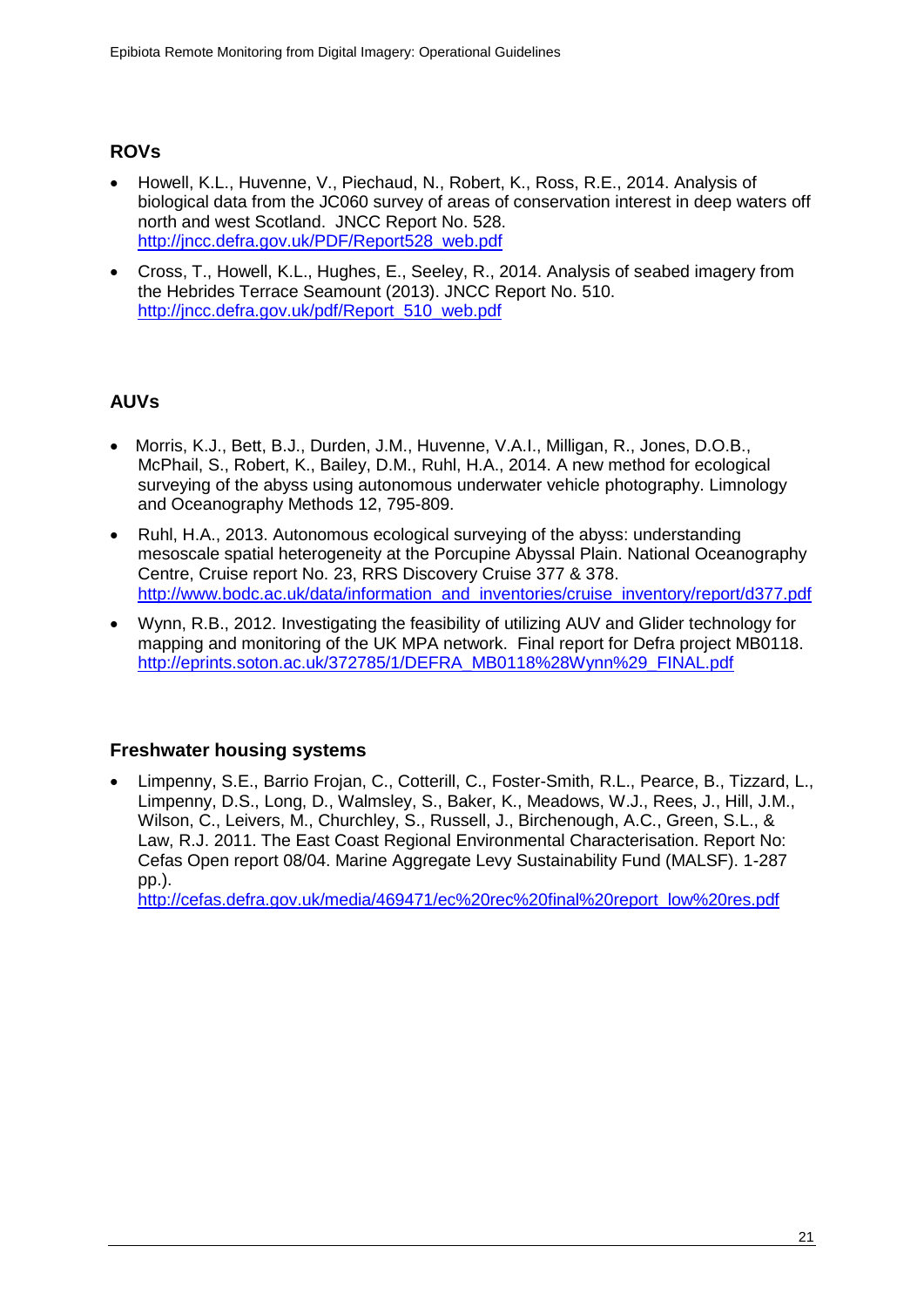### ROVs

- Howell, K.L., Huvenne, V., Piechaud, N., Robert, K., Ross, R.E., 2014. Analysis of biological data from the JC060 survey of areas of conservation interest in deep waters off north and west Scotland. JNCC Report No. 528. http://jncc.defra.gov.uk/PDF/Report528_web.pdf
- Cross, T., Howell, K.L., Hughes, E., Seeley, R., 2014. Analysis of seabed imagery from the Hebrides Terrace Seamount (2013). JNCC Report No. 510. http://jncc.defra.gov.uk/pdf/Report_510_web.pdf

### AUVs

- Morris, K.J., Bett, B.J., Durden, J.M., Huvenne, V.A.I., Milligan, R., Jones, D.O.B., McPhail, S., Robert, K., Bailey, D.M., Ruhl, H.A., 2014. A new method for ecological surveying of the abyss using autonomous underwater vehicle photography. Limnology and Oceanography Methods 12, 795-809.
- Ruhl, H.A., 2013. Autonomous ecological surveying of the abyss: understanding mesoscale spatial heterogeneity at the Porcupine Abyssal Plain. National Oceanography Centre, Cruise report No. 23, RRS Discovery Cruise 377 & 378. http://www.bodc.ac.uk/data/information_and_inventories/cruise_inventory/report/d377.pdf
- Wynn, R.B., 2012. Investigating the feasibility of utilizing AUV and Glider technology for mapping and monitoring of the UK MPA network. Final report for Defra project MB0118. http://eprints.soton.ac.uk/372785/1/DEFRA_MB0118%28Wynn%29_FINAL.pdf

### Freshwater housing systems

- Limpenny, S.E., Barrio Frojan, C., Cotterill, C., Foster-Smith, R.L., Pearce, B., Tizzard, L., Limpenny, D.S., Long, D., Walmsley, S., Baker, K., Meadows, W.J., Rees, J., Hill, J.M., Wilson, C., Leivers, M., Churchley, S., Russell, J., Birchenough, A.C., Green, S.L., & Law, R.J. 2011. The East Coast Regional Environmental Characterisation. Report No: Cefas Open report 08/04. Marine Aggregate Levy Sustainability Fund (MALSF). 1-287 pp.). http://cefas.defra.gov.uk/media/469471/ec%20rec%20final%20report_low%20res.pdf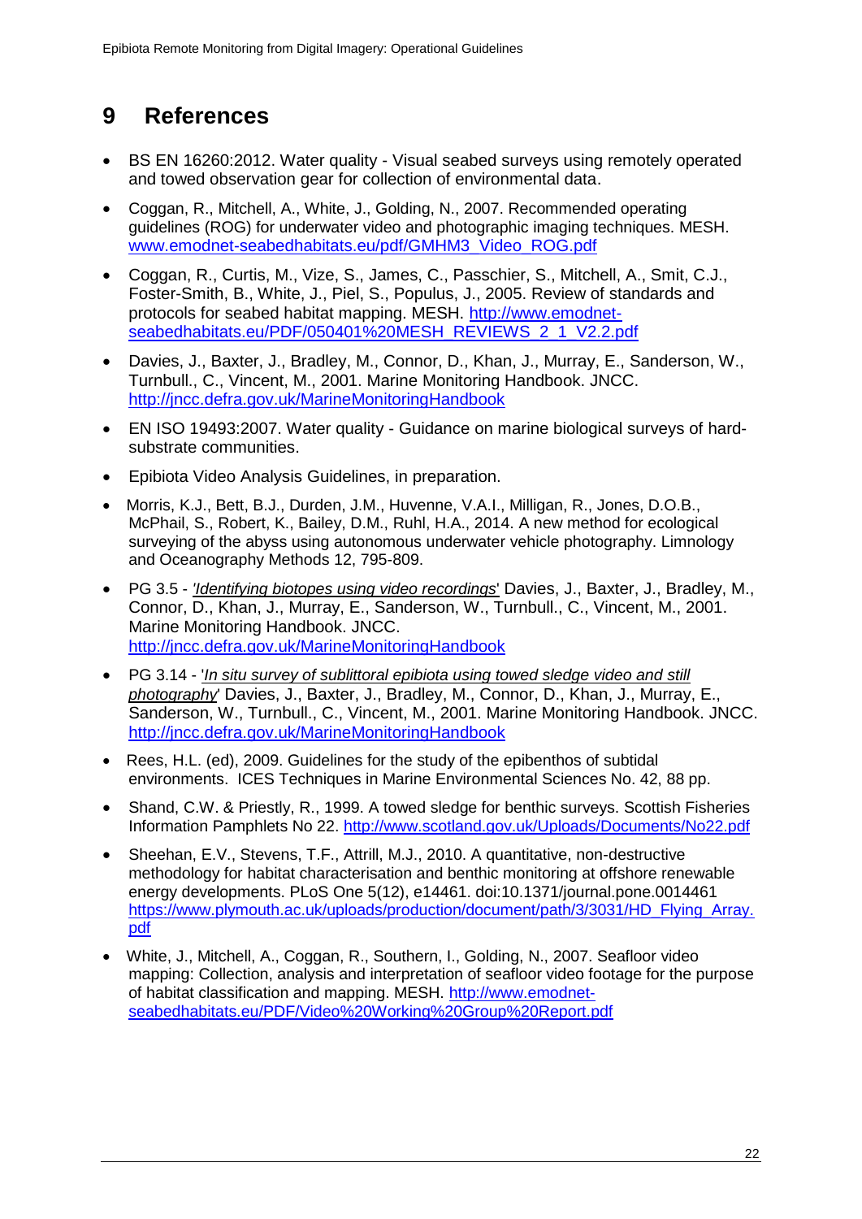# 9 References

- BS EN 16260:2012. Water quality - Visual seabed surveys using remotely operated and towed observation gear for collection of environmental data.
- Coggan, R., Mitchell, A., White, J., Golding, N., 2007. Recommended operating guidelines (ROG) for underwater video and photographic imaging techniques. MESH. www.emodnet-seabedhabitats.eu/pdf/GMHM3_Video_ROG.pdf
- Coggan, R., Curtis, M., Vize, S., James, C., Passchier, S., Mitchell, A., Smit, C.J., Foster-Smith, B., White, J., Piel, S., Populus, J., 2005. Review of standards and protocols for seabed habitat mapping. MESH. http://www.emodnet-seabedhabitats.eu/PDF/050401%20MESH_REVIEWS_2_1_V2.2.pdf
- Davies, J., Baxter, J., Bradley, M., Connor, D., Khan, J., Murray, E., Sanderson, W., Turnbull., C., Vincent, M., 2001. Marine Monitoring Handbook. JNCC. http://jncc.defra.gov.uk/MarineMonitoringHandbook
- EN ISO 19493:2007. Water quality - Guidance on marine biological surveys of hard-substrate communities.
- Epibiota Video Analysis Guidelines, in preparation.
- Morris, K.J., Bett, B.J., Durden, J.M., Huvenne, V.A.I., Milligan, R., Jones, D.O.B., McPhail, S., Robert, K., Bailey, D.M., Ruhl, H.A., 2014. A new method for ecological surveying of the abyss using autonomous underwater vehicle photography. Limnology and Oceanography Methods 12, 795-809.
- PG 3.5 - '*Identifying biotopes using video recordings*' Davies, J., Baxter, J., Bradley, M., Connor, D., Khan, J., Murray, E., Sanderson, W., Turnbull., C., Vincent, M., 2001. Marine Monitoring Handbook. JNCC. http://jncc.defra.gov.uk/MarineMonitoringHandbook
- PG 3.14 - '*In situ survey of sublittoral epibiota using towed sledge video and still photography*' Davies, J., Baxter, J., Bradley, M., Connor, D., Khan, J., Murray, E., Sanderson, W., Turnbull., C., Vincent, M., 2001. Marine Monitoring Handbook. JNCC. http://jncc.defra.gov.uk/MarineMonitoringHandbook
- Rees, H.L. (ed), 2009. Guidelines for the study of the epibenthos of subtidal environments. ICES Techniques in Marine Environmental Sciences No. 42, 88 pp.
- Shand, C.W. & Priestly, R., 1999. A towed sledge for benthic surveys. Scottish Fisheries Information Pamphlets No 22. http://www.scotland.gov.uk/Uploads/Documents/No22.pdf
- Sheehan, E.V., Stevens, T.F., Attrill, M.J., 2010. A quantitative, non-destructive methodology for habitat characterisation and benthic monitoring at offshore renewable energy developments. PLoS One 5(12), e14461. doi:10.1371/journal.pone.0014461 https://www.plymouth.ac.uk/uploads/production/document/path/3/3031/HD_Flying_Array.pdf
- White, J., Mitchell, A., Coggan, R., Southern, I., Golding, N., 2007. Seafloor video mapping: Collection, analysis and interpretation of seafloor video footage for the purpose of habitat classification and mapping. MESH. http://www.emodnet-seabedhabitats.eu/PDF/Video%20Working%20Group%20Report.pdf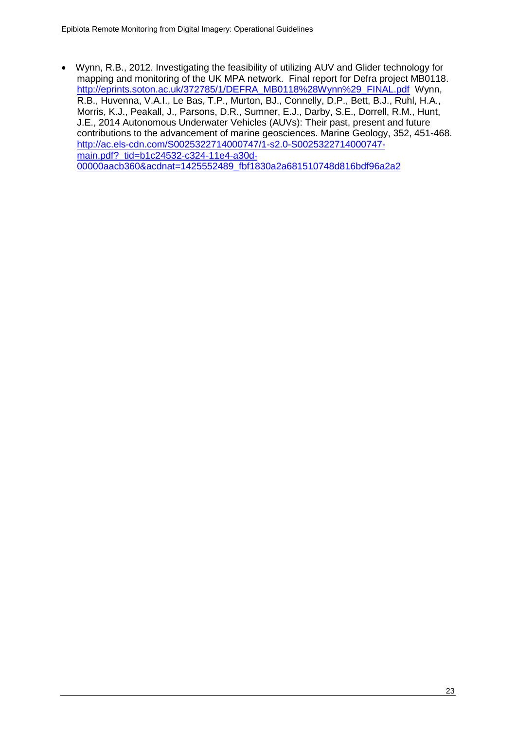- Wynn, R.B., 2012. Investigating the feasibility of utilizing AUV and Glider technology for mapping and monitoring of the UK MPA network. Final report for Defra project MB0118. http://eprints.soton.ac.uk/372785/1/DEFRA_MB0118%28Wynn%29_FINAL.pdf Wynn, R.B., Huvenna, V.A.I., Le Bas, T.P., Murton, BJ., Connelly, D.P., Bett, B.J., Ruhl, H.A., Morris, K.J., Peakall, J., Parsons, D.R., Sumner, E.J., Darby, S.E., Dorrell, R.M., Hunt, J.E., 2014 Autonomous Underwater Vehicles (AUVs): Their past, present and future contributions to the advancement of marine geosciences. Marine Geology, 352, 451-468. http://ac.els-cdn.com/S0025322714000747/1-s2.0-S0025322714000747-main.pdf?_tid=b1c24532-c324-11e4-a30d-00000aacb360&acdnat=1425552489_fbf1830a2a681510748d816bdf96a2a2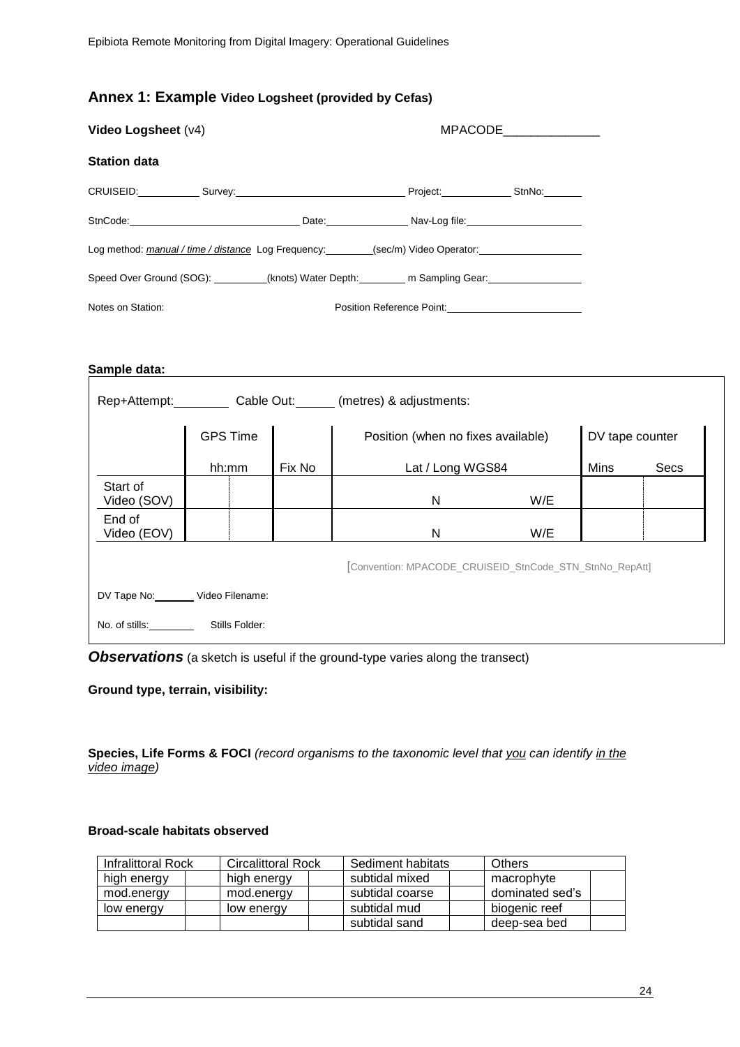## Annex 1: Example **Video Logsheet (provided by Cefas)**

**Video Logsheet** (v4) MPACODE______________

**Station data**

CRUISEID:__________ Survey:____________________________ Project:____________ StnNo:_______

StnCode:____________________________ Date:______________ Nav-Log file:____________________

Log method: *manual / time / distance* Log Frequency:________(sec/m) Video Operator:__________________

Speed Over Ground (SOG): _________(knots) Water Depth:________ m Sampling Gear:________________

Notes on Station: Position Reference Point:________________________

**Sample data:**

Rep+Attempt:________ Cable Out:______ (metres) & adjustments:

| | GPS Time | | | Position (when no fixes available) | | DV tape counter | |
|---|---|---|---|---|---|---|---|
| | hh:mm | | Fix No | Lat / Long WGS84 | | Mins | Secs |
| Start of Video (SOV) | | | | N | W/E | | |
| End of Video (EOV) | | | | N | W/E | | |

[Convention: MPACODE_CRUISEID_StnCode_STN_StnNo_RepAtt]

DV Tape No:_______ Video Filename:

No. of stills:________ Stills Folder:

***Observations*** (a sketch is useful if the ground-type varies along the transect)

**Ground type, terrain, visibility:**

**Species, Life Forms & FOCI** *(record organisms to the taxonomic level that* *<u>you</u>* *can identify* *<u>in the video image</u>)*

**Broad-scale habitats observed**

| Infralittoral Rock | | Circalittoral Rock | | Sediment habitats | | Others | |
|---|---|---|---|---|---|---|---|
| high energy | | high energy | | subtidal mixed | | macrophyte dominated sed's | |
| mod.energy | | mod.energy | | subtidal coarse | | | |
| low energy | | low energy | | subtidal mud | | biogenic reef | |
| | | | | subtidal sand | | deep-sea bed | |